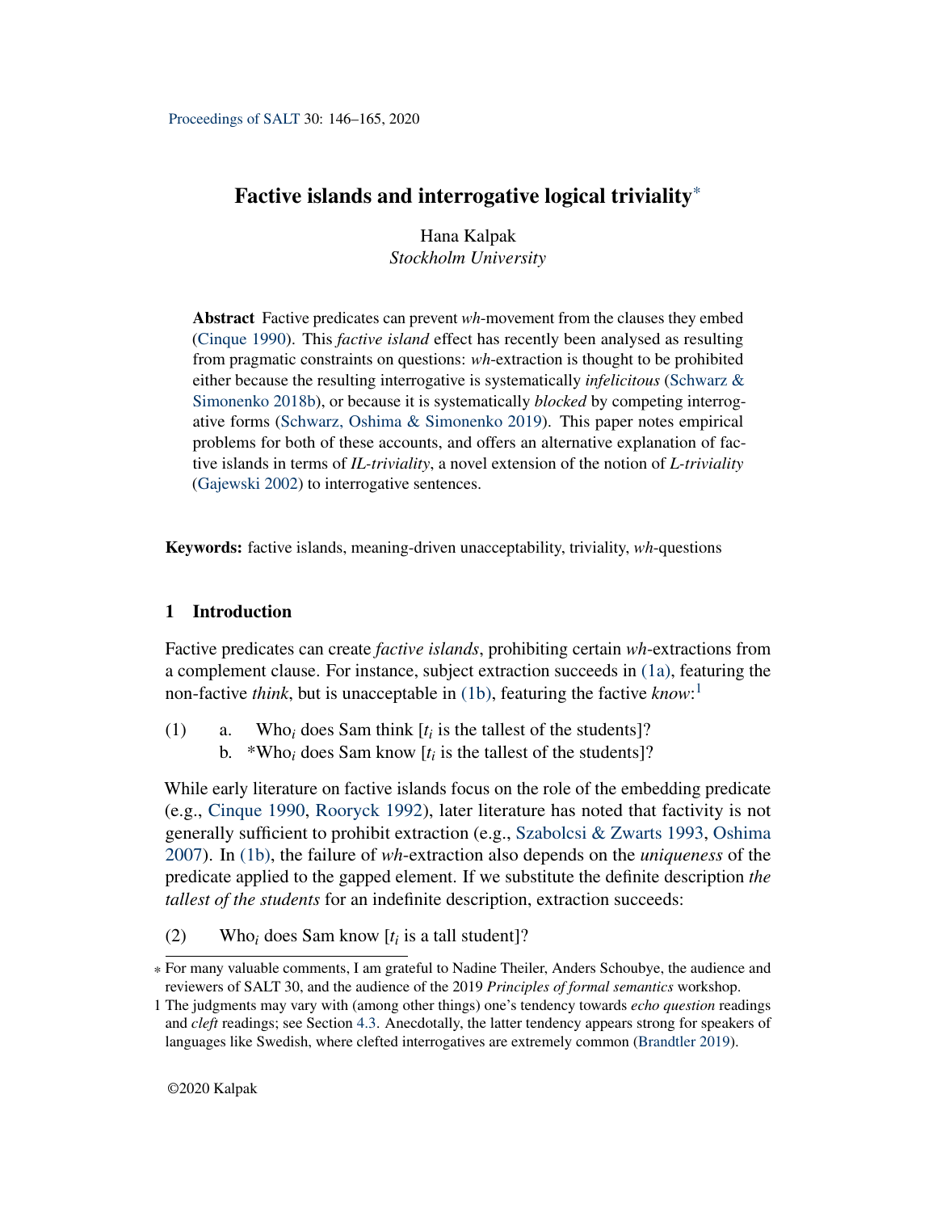# Factive islands and interrogative logical triviality*

Hana Kalpak
*Stockholm University*

**Abstract** Factive predicates can prevent *wh*-movement from the clauses they embed (Cinque 1990). This *factive island* effect has recently been analysed as resulting from pragmatic constraints on questions: *wh*-extraction is thought to be prohibited either because the resulting interrogative is systematically *infelicitous* (Schwarz & Simonenko 2018b), or because it is systematically *blocked* by competing interrogative forms (Schwarz, Oshima & Simonenko 2019). This paper notes empirical problems for both of these accounts, and offers an alternative explanation of factive islands in terms of *IL-triviality*, a novel extension of the notion of *L-triviality* (Gajewski 2002) to interrogative sentences.

**Keywords:** factive islands, meaning-driven unacceptability, triviality, *wh*-questions

## 1 Introduction

Factive predicates can create *factive islands*, prohibiting certain *wh*-extractions from a complement clause. For instance, subject extraction succeeds in (1a), featuring the non-factive *think*, but is unacceptable in (1b), featuring the factive *know*:[1]

(1) a. Who$_i$ does Sam think [$t_i$ is the tallest of the students]?
 b. *Who$_i$ does Sam know [$t_i$ is the tallest of the students]?

While early literature on factive islands focus on the role of the embedding predicate (e.g., Cinque 1990, Rooryck 1992), later literature has noted that factivity is not generally sufficient to prohibit extraction (e.g., Szabolcsi & Zwarts 1993, Oshima 2007). In (1b), the failure of *wh*-extraction also depends on the *uniqueness* of the predicate applied to the gapped element. If we substitute the definite description *the tallest of the students* for an indefinite description, extraction succeeds:

(2) Who$_i$ does Sam know [$t_i$ is a tall student]?

---

* For many valuable comments, I am grateful to Nadine Theiler, Anders Schoubye, the audience and reviewers of SALT 30, and the audience of the 2019 *Principles of formal semantics* workshop.

1 The judgments may vary with (among other things) one's tendency towards *echo question* readings and *cleft* readings; see Section 4.3. Anecdotally, the latter tendency appears strong for speakers of languages like Swedish, where clefted interrogatives are extremely common (Brandtler 2019).

©2020 Kalpak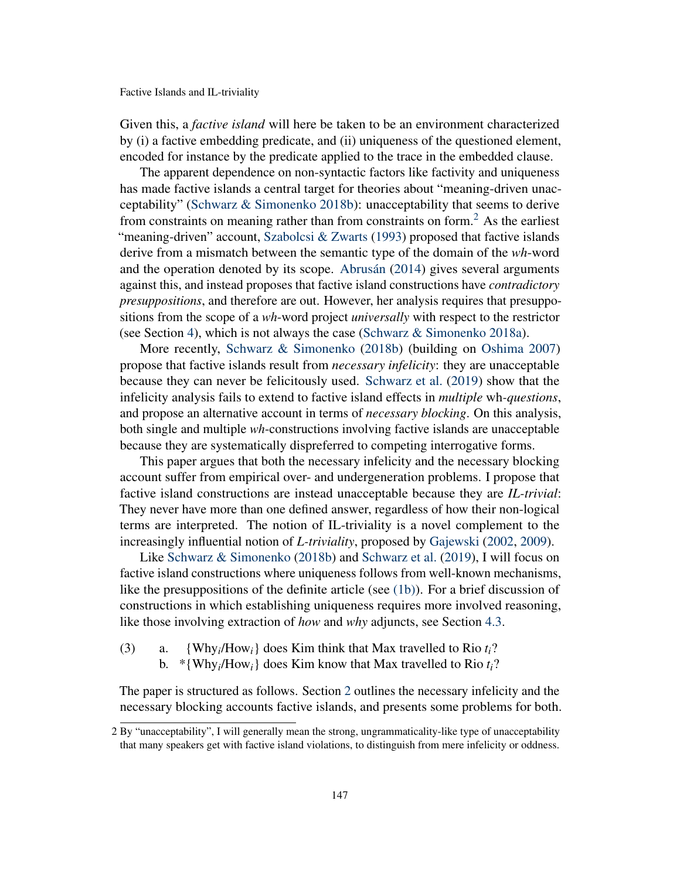Given this, a *factive island* will here be taken to be an environment characterized by (i) a factive embedding predicate, and (ii) uniqueness of the questioned element, encoded for instance by the predicate applied to the trace in the embedded clause.

The apparent dependence on non-syntactic factors like factivity and uniqueness has made factive islands a central target for theories about "meaning-driven unacceptability" (Schwarz & Simonenko 2018b): unacceptability that seems to derive from constraints on meaning rather than from constraints on form.[2] As the earliest "meaning-driven" account, Szabolcsi & Zwarts (1993) proposed that factive islands derive from a mismatch between the semantic type of the domain of the *wh*-word and the operation denoted by its scope. Abrusán (2014) gives several arguments against this, and instead proposes that factive island constructions have *contradictory presuppositions*, and therefore are out. However, her analysis requires that presuppositions from the scope of a *wh*-word project *universally* with respect to the restrictor (see Section 4), which is not always the case (Schwarz & Simonenko 2018a).

More recently, Schwarz & Simonenko (2018b) (building on Oshima 2007) propose that factive islands result from *necessary infelicity*: they are unacceptable because they can never be felicitously used. Schwarz et al. (2019) show that the infelicity analysis fails to extend to factive island effects in *multiple* wh-*questions*, and propose an alternative account in terms of *necessary blocking*. On this analysis, both single and multiple *wh*-constructions involving factive islands are unacceptable because they are systematically dispreferred to competing interrogative forms.

This paper argues that both the necessary infelicity and the necessary blocking account suffer from empirical over- and undergeneration problems. I propose that factive island constructions are instead unacceptable because they are *IL-trivial*: They never have more than one defined answer, regardless of how their non-logical terms are interpreted. The notion of IL-triviality is a novel complement to the increasingly influential notion of *L-triviality*, proposed by Gajewski (2002, 2009).

Like Schwarz & Simonenko (2018b) and Schwarz et al. (2019), I will focus on factive island constructions where uniqueness follows from well-known mechanisms, like the presuppositions of the definite article (see (1b)). For a brief discussion of constructions in which establishing uniqueness requires more involved reasoning, like those involving extraction of *how* and *why* adjuncts, see Section 4.3.

(3) a. {Why$_i$/How$_i$} does Kim think that Max travelled to Rio $t_i$?
    b. *{Why$_i$/How$_i$} does Kim know that Max travelled to Rio $t_i$?

The paper is structured as follows. Section 2 outlines the necessary infelicity and the necessary blocking accounts factive islands, and presents some problems for both.

---

[2] By "unacceptability", I will generally mean the strong, ungrammaticality-like type of unacceptability that many speakers get with factive island violations, to distinguish from mere infelicity or oddness.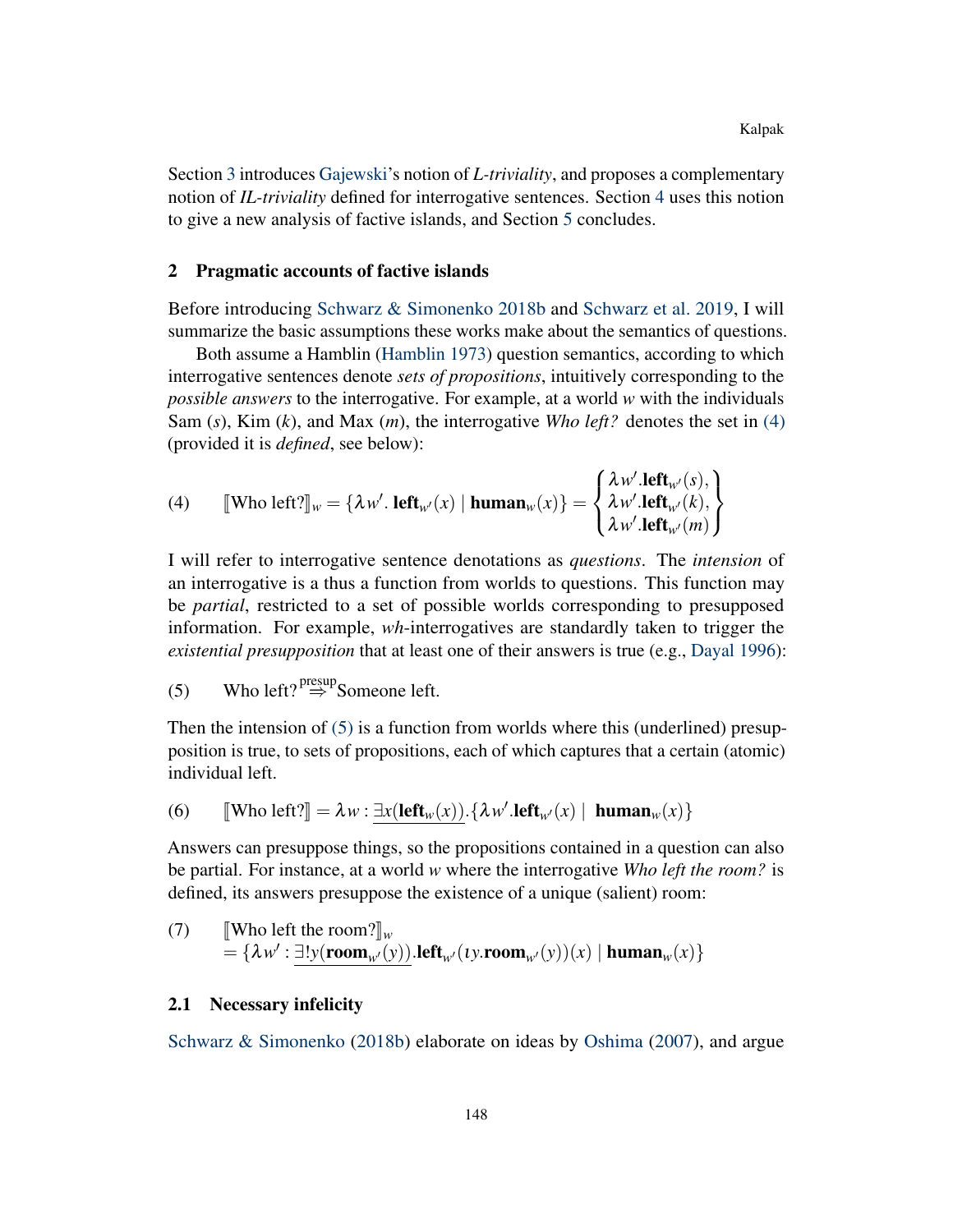Section 3 introduces Gajewski's notion of *L-triviality*, and proposes a complementary notion of *IL-triviality* defined for interrogative sentences. Section 4 uses this notion to give a new analysis of factive islands, and Section 5 concludes.

## 2 Pragmatic accounts of factive islands

Before introducing Schwarz & Simonenko 2018b and Schwarz et al. 2019, I will summarize the basic assumptions these works make about the semantics of questions.

Both assume a Hamblin (Hamblin 1973) question semantics, according to which interrogative sentences denote *sets of propositions*, intuitively corresponding to the *possible answers* to the interrogative. For example, at a world $w$ with the individuals Sam ($s$), Kim ($k$), and Max ($m$), the interrogative *Who left?* denotes the set in (4) (provided it is *defined*, see below):

(4) $$[\![\text{Who left?}]\!]_w = \{\lambda w'.\, \mathbf{left}_{w'}(x) \mid \mathbf{human}_w(x)\} = \left\{ \begin{array}{l} \lambda w'.\mathbf{left}_{w'}(s), \\ \lambda w'.\mathbf{left}_{w'}(k), \\ \lambda w'.\mathbf{left}_{w'}(m) \end{array} \right\}$$

I will refer to interrogative sentence denotations as *questions*. The *intension* of an interrogative is a thus a function from worlds to questions. This function may be *partial*, restricted to a set of possible worlds corresponding to presupposed information. For example, *wh*-interrogatives are standardly taken to trigger the *existential presupposition* that at least one of their answers is true (e.g., Dayal 1996):

(5) Who left? $\overset{\text{presup}}{\Rightarrow}$ Someone left.

Then the intension of (5) is a function from worlds where this (underlined) presupposition is true, to sets of propositions, each of which captures that a certain (atomic) individual left.

(6) $$[\![\text{Who left?}]\!] = \lambda w : \underline{\exists x(\mathbf{left}_w(x))}.\{\lambda w'.\mathbf{left}_{w'}(x) \mid \; \mathbf{human}_w(x)\}$$

Answers can presuppose things, so the propositions contained in a question can also be partial. For instance, at a world $w$ where the interrogative *Who left the room?* is defined, its answers presuppose the existence of a unique (salient) room:

(7) $$[\![\text{Who left the room?}]\!]_w = \{\lambda w' : \underline{\exists! y(\mathbf{room}_{w'}(y))}.\mathbf{left}_{w'}(\iota y.\mathbf{room}_{w'}(y))(x) \mid \mathbf{human}_w(x)\}$$

### 2.1 Necessary infelicity

Schwarz & Simonenko (2018b) elaborate on ideas by Oshima (2007), and argue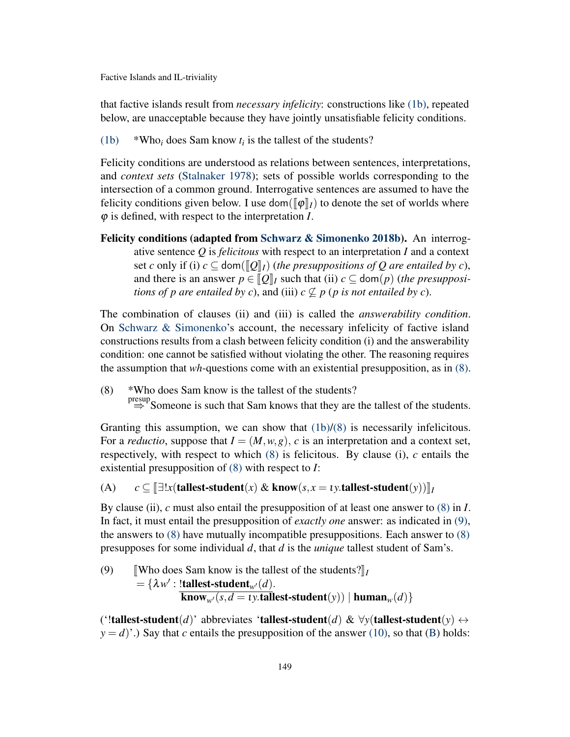that factive islands result from *necessary infelicity*: constructions like (1b), repeated below, are unacceptable because they have jointly unsatisfiable felicity conditions.

(1b) *Who$_i$ does Sam know $t_i$ is the tallest of the students?

Felicity conditions are understood as relations between sentences, interpretations, and *context sets* (Stalnaker 1978); sets of possible worlds corresponding to the intersection of a common ground. Interrogative sentences are assumed to have the felicity conditions given below. I use $\mathsf{dom}(\llbracket\varphi\rrbracket_I)$ to denote the set of worlds where $\varphi$ is defined, with respect to the interpretation $I$.

**Felicity conditions (adapted from Schwarz & Simonenko 2018b).** An interrogative sentence $Q$ is *felicitous* with respect to an interpretation $I$ and a context set $c$ only if (i) $c \subseteq \mathsf{dom}(\llbracket Q\rrbracket_I)$ (*the presuppositions of Q are entailed by c*), and there is an answer $p \in \llbracket Q\rrbracket_I$ such that (ii) $c \subseteq \mathsf{dom}(p)$ (*the presuppositions of p are entailed by c*), and (iii) $c \not\subseteq p$ (*p is not entailed by c*).

The combination of clauses (ii) and (iii) is called the *answerability condition*. On Schwarz & Simonenko's account, the necessary infelicity of factive island constructions results from a clash between felicity condition (i) and the answerability condition: one cannot be satisfied without violating the other. The reasoning requires the assumption that *wh*-questions come with an existential presupposition, as in (8).

(8) *Who does Sam know is the tallest of the students?
$\overset{\text{presup}}{\Rightarrow}$ Someone is such that Sam knows that they are the tallest of the students.

Granting this assumption, we can show that (1b)/(8) is necessarily infelicitous. For a *reductio*, suppose that $I = (M, w, g)$, $c$ is an interpretation and a context set, respectively, with respect to which (8) is felicitous. By clause (i), $c$ entails the existential presupposition of (8) with respect to $I$:

(A) $c \subseteq \llbracket \exists! x(\textbf{tallest-student}(x) \;\&\; \textbf{know}(s, x = \iota y.\textbf{tallest-student}(y))\rrbracket_I$

By clause (ii), $c$ must also entail the presupposition of at least one answer to (8) in $I$. In fact, it must entail the presupposition of *exactly one* answer: as indicated in (9), the answers to (8) have mutually incompatible presuppositions. Each answer to (8) presupposes for some individual $d$, that $d$ is the *unique* tallest student of Sam's.

(9) $\llbracket$Who does Sam know is the tallest of the students?$\rrbracket_I$
$= \{\lambda w' : \underline{!\textbf{tallest-student}_{w'}(d)}.$
$\overline{\textbf{know}_{w'}(s, d = \iota y.\textbf{tallest-student}(y))} \mid \textbf{human}_w(d)\}$

('$!\textbf{tallest-student}(d)$' abbreviates '$\textbf{tallest-student}(d)$ & $\forall y(\textbf{tallest-student}(y) \leftrightarrow y = d)$'.) Say that $c$ entails the presupposition of the answer (10), so that (B) holds: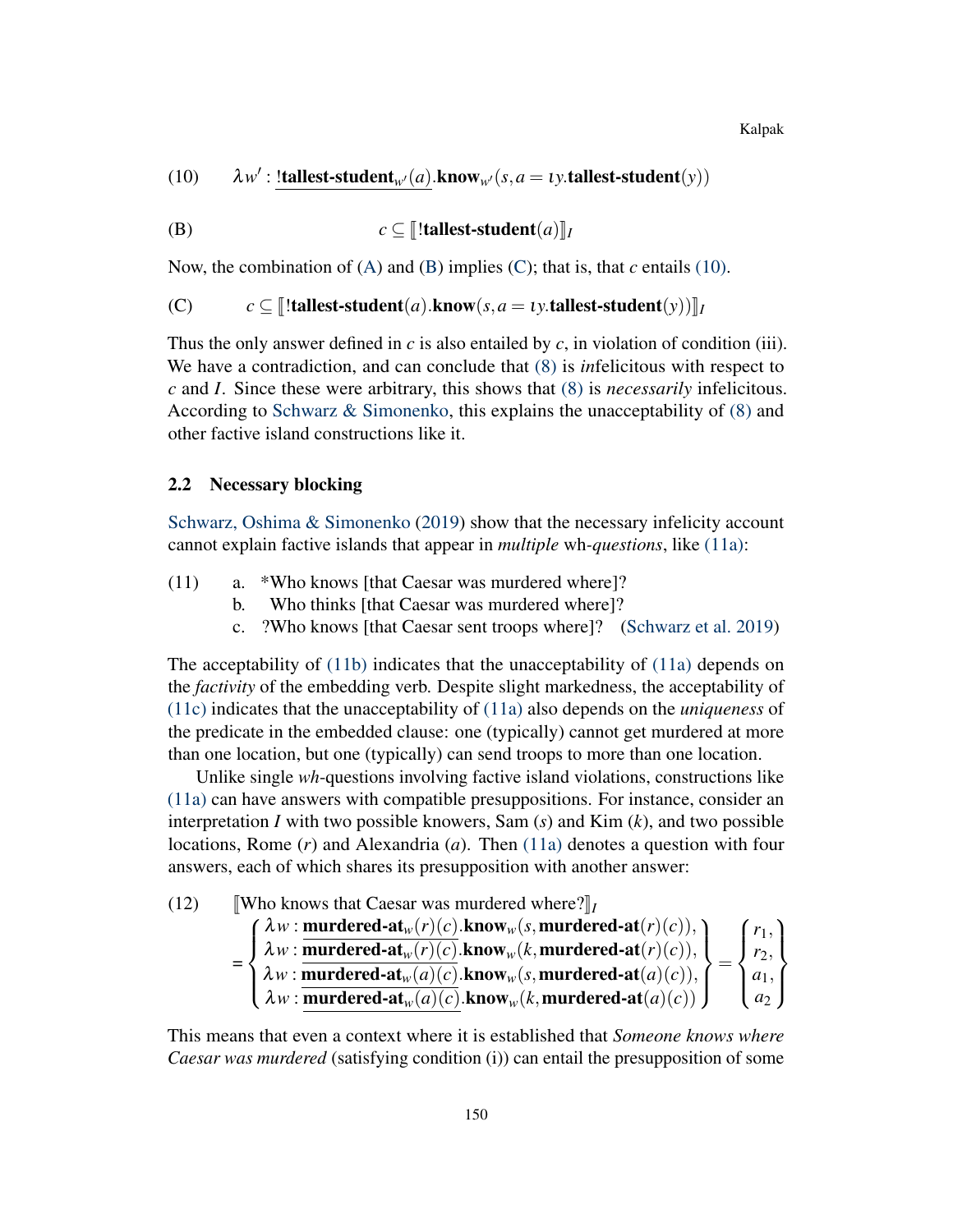(10) $\lambda w' : \underline{\textbf{!tallest-student}_{w'}(a)}.\textbf{know}_{w'}(s, a = \iota y.\textbf{tallest-student}(y))$

(B) $$c \subseteq [\![\textbf{!tallest-student}(a)]\!]_I$$

Now, the combination of (A) and (B) implies (C); that is, that $c$ entails (10).

(C) $$c \subseteq [\![\textbf{!tallest-student}(a).\textbf{know}(s, a = \iota y.\textbf{tallest-student}(y))]\!]_I$$

Thus the only answer defined in $c$ is also entailed by $c$, in violation of condition (iii). We have a contradiction, and can conclude that (8) is *in*felicitous with respect to $c$ and $I$. Since these were arbitrary, this shows that (8) is *necessarily* infelicitous. According to Schwarz & Simonenko, this explains the unacceptability of (8) and other factive island constructions like it.

## 2.2 Necessary blocking

Schwarz, Oshima & Simonenko (2019) show that the necessary infelicity account cannot explain factive islands that appear in *multiple* wh-*questions*, like (11a):

(11) a. *Who knows [that Caesar was murdered where]?
b. Who thinks [that Caesar was murdered where]?
c. ?Who knows [that Caesar sent troops where]? (Schwarz et al. 2019)

The acceptability of (11b) indicates that the unacceptability of (11a) depends on the *factivity* of the embedding verb. Despite slight markedness, the acceptability of (11c) indicates that the unacceptability of (11a) also depends on the *uniqueness* of the predicate in the embedded clause: one (typically) cannot get murdered at more than one location, but one (typically) can send troops to more than one location.

Unlike single *wh*-questions involving factive island violations, constructions like (11a) can have answers with compatible presuppositions. For instance, consider an interpretation $I$ with two possible knowers, Sam ($s$) and Kim ($k$), and two possible locations, Rome ($r$) and Alexandria ($a$). Then (11a) denotes a question with four answers, each of which shares its presupposition with another answer:

(12) [[Who knows that Caesar was murdered where?]]$_I$

$$= \left\{ \begin{array}{l} \lambda w : \underline{\textbf{murdered-at}_w(r)(c)}.\textbf{know}_w(s, \textbf{murdered-at}(r)(c)), \\ \lambda w : \underline{\textbf{murdered-at}_w(r)(c)}.\textbf{know}_w(k, \textbf{murdered-at}(r)(c)), \\ \lambda w : \underline{\textbf{murdered-at}_w(a)(c)}.\textbf{know}_w(s, \textbf{murdered-at}(a)(c)), \\ \lambda w : \underline{\textbf{murdered-at}_w(a)(c)}.\textbf{know}_w(k, \textbf{murdered-at}(a)(c)) \end{array} \right\} = \left\{ \begin{array}{l} r_1, \\ r_2, \\ a_1, \\ a_2 \end{array} \right\}$$

This means that even a context where it is established that *Someone knows where Caesar was murdered* (satisfying condition (i)) can entail the presupposition of some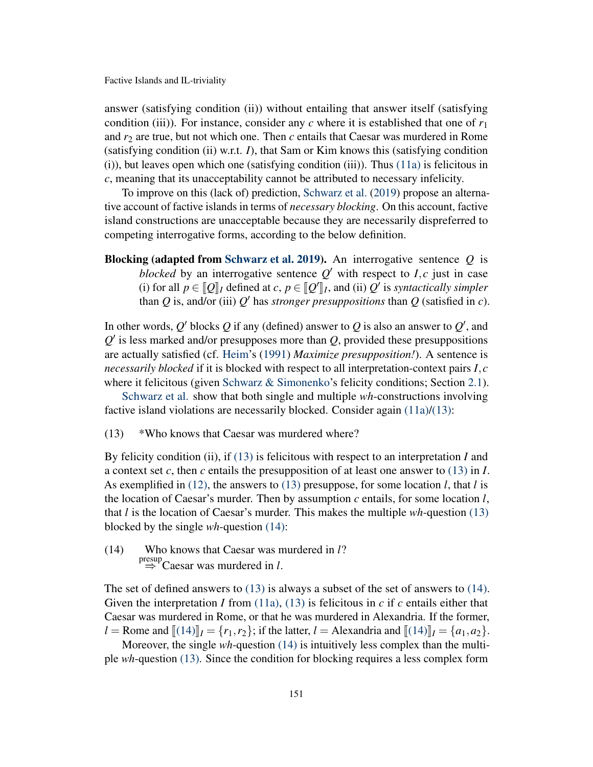answer (satisfying condition (ii)) without entailing that answer itself (satisfying condition (iii)). For instance, consider any $c$ where it is established that one of $r_1$ and $r_2$ are true, but not which one. Then $c$ entails that Caesar was murdered in Rome (satisfying condition (ii) w.r.t. $I$), that Sam or Kim knows this (satisfying condition (i)), but leaves open which one (satisfying condition (iii)). Thus (11a) is felicitous in $c$, meaning that its unacceptability cannot be attributed to necessary infelicity.

To improve on this (lack of) prediction, Schwarz et al. (2019) propose an alternative account of factive islands in terms of *necessary blocking*. On this account, factive island constructions are unacceptable because they are necessarily dispreferred to competing interrogative forms, according to the below definition.

**Blocking (adapted from Schwarz et al. 2019).** An interrogative sentence $Q$ is *blocked* by an interrogative sentence $Q'$ with respect to $I, c$ just in case (i) for all $p \in [\![Q]\!]_I$ defined at $c$, $p \in [\![Q']\!]_I$, and (ii) $Q'$ is *syntactically simpler* than $Q$ is, and/or (iii) $Q'$ has *stronger presuppositions* than $Q$ (satisfied in $c$).

In other words, $Q'$ blocks $Q$ if any (defined) answer to $Q$ is also an answer to $Q'$, and $Q'$ is less marked and/or presupposes more than $Q$, provided these presuppositions are actually satisfied (cf. Heim's (1991) *Maximize presupposition!*). A sentence is *necessarily blocked* if it is blocked with respect to all interpretation-context pairs $I, c$ where it felicitous (given Schwarz & Simonenko's felicity conditions; Section 2.1).

Schwarz et al. show that both single and multiple *wh*-constructions involving factive island violations are necessarily blocked. Consider again (11a)/(13):

(13) *Who knows that Caesar was murdered where?

By felicity condition (ii), if (13) is felicitous with respect to an interpretation $I$ and a context set $c$, then $c$ entails the presupposition of at least one answer to (13) in $I$. As exemplified in (12), the answers to (13) presuppose, for some location $l$, that $l$ is the location of Caesar's murder. Then by assumption $c$ entails, for some location $l$, that $l$ is the location of Caesar's murder. This makes the multiple *wh*-question (13) blocked by the single *wh*-question (14):

(14) Who knows that Caesar was murdered in $l$?
$\overset{\text{presup}}{\Rightarrow}$ Caesar was murdered in $l$.

The set of defined answers to (13) is always a subset of the set of answers to (14). Given the interpretation $I$ from (11a), (13) is felicitous in $c$ if $c$ entails either that Caesar was murdered in Rome, or that he was murdered in Alexandria. If the former, $l =$ Rome and $[\![(14)]\!]_I = \{r_1, r_2\}$; if the latter, $l =$ Alexandria and $[\![(14)]\!]_I = \{a_1, a_2\}$.

Moreover, the single *wh*-question (14) is intuitively less complex than the multiple *wh*-question (13). Since the condition for blocking requires a less complex form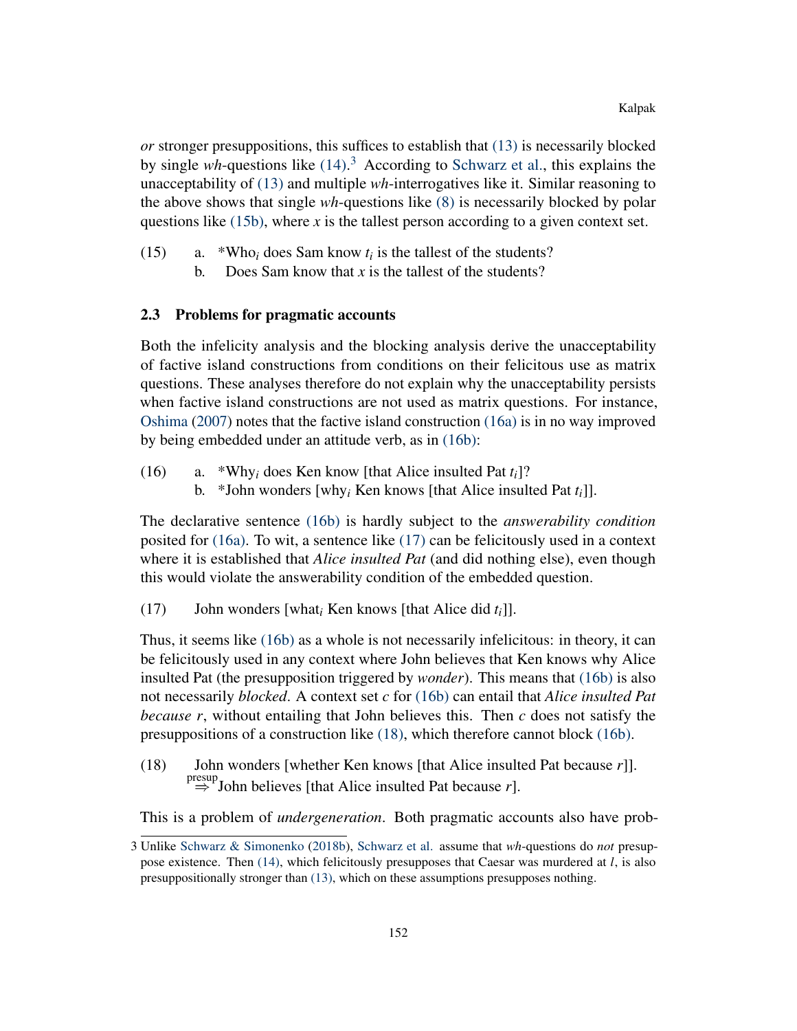*or* stronger presuppositions, this suffices to establish that (13) is necessarily blocked by single *wh*-questions like (14).[3] According to Schwarz et al., this explains the unacceptability of (13) and multiple *wh*-interrogatives like it. Similar reasoning to the above shows that single *wh*-questions like (8) is necessarily blocked by polar questions like (15b), where $x$ is the tallest person according to a given context set.

(15) a. *Who$_i$ does Sam know $t_i$ is the tallest of the students?
b. Does Sam know that $x$ is the tallest of the students?

### 2.3 Problems for pragmatic accounts

Both the infelicity analysis and the blocking analysis derive the unacceptability of factive island constructions from conditions on their felicitous use as matrix questions. These analyses therefore do not explain why the unacceptability persists when factive island constructions are not used as matrix questions. For instance, Oshima (2007) notes that the factive island construction (16a) is in no way improved by being embedded under an attitude verb, as in (16b):

(16) a. *Why$_i$ does Ken know [that Alice insulted Pat $t_i$]?
b. *John wonders [why$_i$ Ken knows [that Alice insulted Pat $t_i$]].

The declarative sentence (16b) is hardly subject to the *answerability condition* posited for (16a). To wit, a sentence like (17) can be felicitously used in a context where it is established that *Alice insulted Pat* (and did nothing else), even though this would violate the answerability condition of the embedded question.

(17) John wonders [what$_i$ Ken knows [that Alice did $t_i$]].

Thus, it seems like (16b) as a whole is not necessarily infelicitous: in theory, it can be felicitously used in any context where John believes that Ken knows why Alice insulted Pat (the presupposition triggered by *wonder*). This means that (16b) is also not necessarily *blocked*. A context set $c$ for (16b) can entail that *Alice insulted Pat because $r$*, without entailing that John believes this. Then $c$ does not satisfy the presuppositions of a construction like (18), which therefore cannot block (16b).

(18) John wonders [whether Ken knows [that Alice insulted Pat because $r$]].
$\overset{\text{presup}}{\Rightarrow}$ John believes [that Alice insulted Pat because $r$].

This is a problem of *undergeneration*. Both pragmatic accounts also have prob-

[3] Unlike Schwarz & Simonenko (2018b), Schwarz et al. assume that *wh*-questions do *not* presuppose existence. Then (14), which felicitously presupposes that Caesar was murdered at $l$, is also presuppositionally stronger than (13), which on these assumptions presupposes nothing.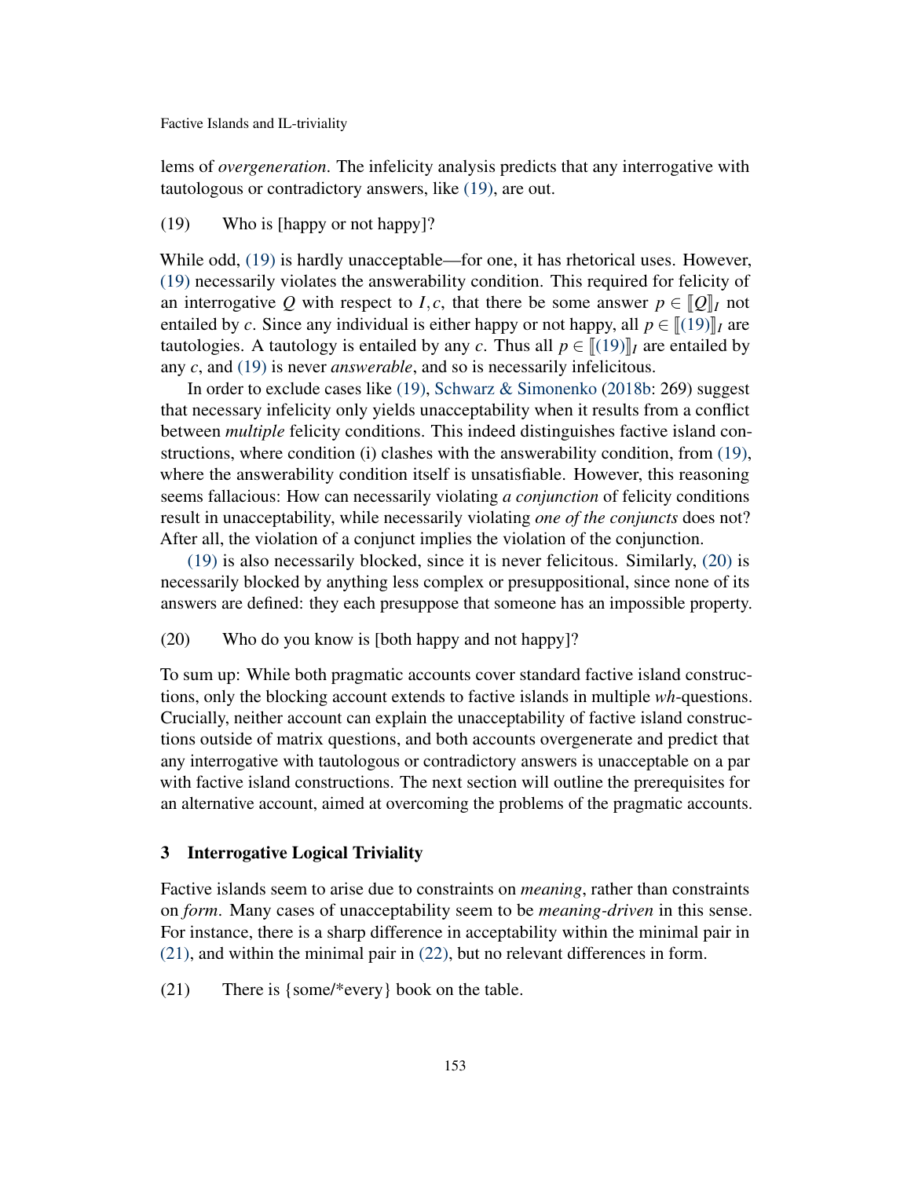lems of *overgeneration*. The infelicity analysis predicts that any interrogative with tautologous or contradictory answers, like (19), are out.

(19) Who is [happy or not happy]?

While odd, (19) is hardly unacceptable—for one, it has rhetorical uses. However, (19) necessarily violates the answerability condition. This required for felicity of an interrogative $Q$ with respect to $I, c$, that there be some answer $p \in [\![Q]\!]_I$ not entailed by $c$. Since any individual is either happy or not happy, all $p \in [\![(19)]\!]_I$ are tautologies. A tautology is entailed by any $c$. Thus all $p \in [\![(19)]\!]_I$ are entailed by any $c$, and (19) is never *answerable*, and so is necessarily infelicitous.

In order to exclude cases like (19), Schwarz & Simonenko (2018b: 269) suggest that necessary infelicity only yields unacceptability when it results from a conflict between *multiple* felicity conditions. This indeed distinguishes factive island constructions, where condition (i) clashes with the answerability condition, from (19), where the answerability condition itself is unsatisfiable. However, this reasoning seems fallacious: How can necessarily violating *a conjunction* of felicity conditions result in unacceptability, while necessarily violating *one of the conjuncts* does not? After all, the violation of a conjunct implies the violation of the conjunction.

(19) is also necessarily blocked, since it is never felicitous. Similarly, (20) is necessarily blocked by anything less complex or presuppositional, since none of its answers are defined: they each presuppose that someone has an impossible property.

(20) Who do you know is [both happy and not happy]?

To sum up: While both pragmatic accounts cover standard factive island constructions, only the blocking account extends to factive islands in multiple *wh*-questions. Crucially, neither account can explain the unacceptability of factive island constructions outside of matrix questions, and both accounts overgenerate and predict that any interrogative with tautologous or contradictory answers is unacceptable on a par with factive island constructions. The next section will outline the prerequisites for an alternative account, aimed at overcoming the problems of the pragmatic accounts.

## 3 Interrogative Logical Triviality

Factive islands seem to arise due to constraints on *meaning*, rather than constraints on *form*. Many cases of unacceptability seem to be *meaning-driven* in this sense. For instance, there is a sharp difference in acceptability within the minimal pair in (21), and within the minimal pair in (22), but no relevant differences in form.

(21) There is {some/*every} book on the table.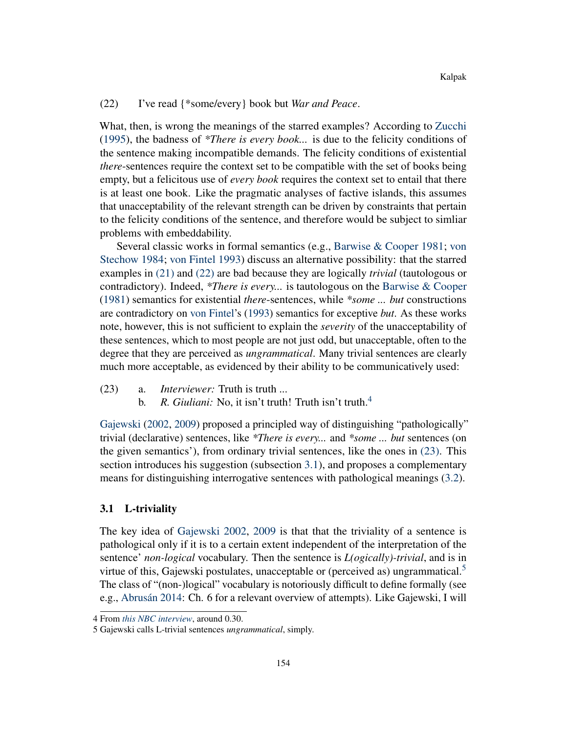(22) I've read {*some/every} book but *War and Peace*.

What, then, is wrong the meanings of the starred examples? According to Zucchi (1995), the badness of **There is every book...* is due to the felicity conditions of the sentence making incompatible demands. The felicity conditions of existential *there*-sentences require the context set to be compatible with the set of books being empty, but a felicitous use of *every book* requires the context set to entail that there is at least one book. Like the pragmatic analyses of factive islands, this assumes that unacceptability of the relevant strength can be driven by constraints that pertain to the felicity conditions of the sentence, and therefore would be subject to simliar problems with embeddability.

Several classic works in formal semantics (e.g., Barwise & Cooper 1981; von Stechow 1984; von Fintel 1993) discuss an alternative possibility: that the starred examples in (21) and (22) are bad because they are logically *trivial* (tautologous or contradictory). Indeed, **There is every...* is tautologous on the Barwise & Cooper (1981) semantics for existential *there*-sentences, while **some ... but* constructions are contradictory on von Fintel's (1993) semantics for exceptive *but*. As these works note, however, this is not sufficient to explain the *severity* of the unacceptability of these sentences, which to most people are not just odd, but unacceptable, often to the degree that they are perceived as *ungrammatical*. Many trivial sentences are clearly much more acceptable, as evidenced by their ability to be communicatively used:

(23) a. *Interviewer:* Truth is truth ...
  b. *R. Giuliani:* No, it isn't truth! Truth isn't truth.[4]

Gajewski (2002, 2009) proposed a principled way of distinguishing "pathologically" trivial (declarative) sentences, like **There is every...* and **some ... but* sentences (on the given semantics'), from ordinary trivial sentences, like the ones in (23). This section introduces his suggestion (subsection 3.1), and proposes a complementary means for distinguishing interrogative sentences with pathological meanings (3.2).

### 3.1 L-triviality

The key idea of Gajewski 2002, 2009 is that that the triviality of a sentence is pathological only if it is to a certain extent independent of the interpretation of the sentence' *non-logical* vocabulary. Then the sentence is *L(ogically)-trivial*, and is in virtue of this, Gajewski postulates, unacceptable or (perceived as) ungrammatical.[5] The class of "(non-)logical" vocabulary is notoriously difficult to define formally (see e.g., Abrusán 2014: Ch. 6 for a relevant overview of attempts). Like Gajewski, I will

---

4 From *this NBC interview*, around 0.30.

5 Gajewski calls L-trivial sentences *ungrammatical*, simply.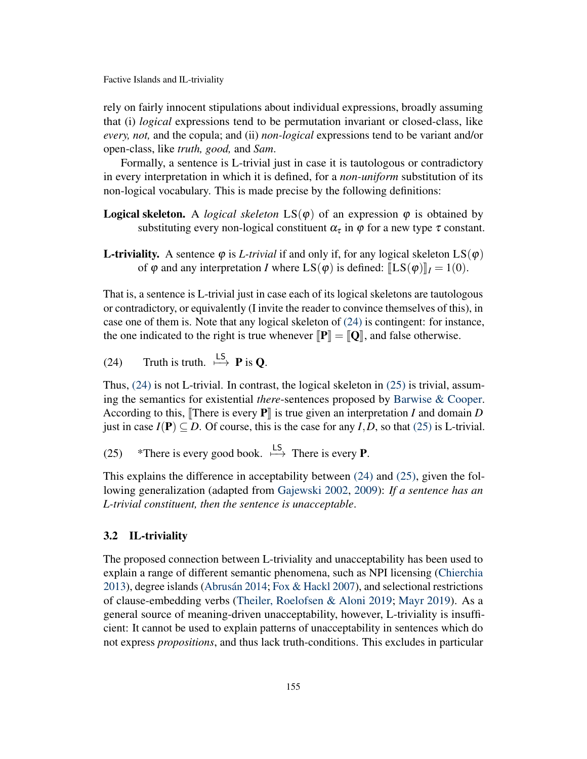rely on fairly innocent stipulations about individual expressions, broadly assuming that (i) *logical* expressions tend to be permutation invariant or closed-class, like *every, not,* and the copula; and (ii) *non-logical* expressions tend to be variant and/or open-class, like *truth, good,* and *Sam*.

Formally, a sentence is L-trivial just in case it is tautologous or contradictory in every interpretation in which it is defined, for a *non-uniform* substitution of its non-logical vocabulary. This is made precise by the following definitions:

**Logical skeleton.** A *logical skeleton* $\mathrm{LS}(\varphi)$ of an expression $\varphi$ is obtained by substituting every non-logical constituent $\alpha_\tau$ in $\varphi$ for a new type $\tau$ constant.

**L-triviality.** A sentence $\varphi$ is *L-trivial* if and only if, for any logical skeleton $\mathrm{LS}(\varphi)$ of $\varphi$ and any interpretation $I$ where $\mathrm{LS}(\varphi)$ is defined: $[\![\mathrm{LS}(\varphi)]\!]_I = 1(0)$.

That is, a sentence is L-trivial just in case each of its logical skeletons are tautologous or contradictory, or equivalently (I invite the reader to convince themselves of this), in case one of them is. Note that any logical skeleton of (24) is contingent: for instance, the one indicated to the right is true whenever $[\![\mathbf{P}]\!] = [\![\mathbf{Q}]\!]$, and false otherwise.

(24) Truth is truth. $\overset{\mathsf{LS}}{\longmapsto}$ **P** is **Q**.

Thus, (24) is not L-trivial. In contrast, the logical skeleton in (25) is trivial, assuming the semantics for existential *there*-sentences proposed by Barwise & Cooper. According to this, $[\![$There is every $\mathbf{P}]\!]$ is true given an interpretation $I$ and domain $D$ just in case $I(\mathbf{P}) \subseteq D$. Of course, this is the case for any $I, D$, so that (25) is L-trivial.

(25) *There is every good book. $\overset{\mathsf{LS}}{\longmapsto}$ There is every **P**.

This explains the difference in acceptability between (24) and (25), given the following generalization (adapted from Gajewski 2002, 2009): *If a sentence has an L-trivial constituent, then the sentence is unacceptable*.

### 3.2 IL-triviality

The proposed connection between L-triviality and unacceptability has been used to explain a range of different semantic phenomena, such as NPI licensing (Chierchia 2013), degree islands (Abrusán 2014; Fox & Hackl 2007), and selectional restrictions of clause-embedding verbs (Theiler, Roelofsen & Aloni 2019; Mayr 2019). As a general source of meaning-driven unacceptability, however, L-triviality is insufficient: It cannot be used to explain patterns of unacceptability in sentences which do not express *propositions*, and thus lack truth-conditions. This excludes in particular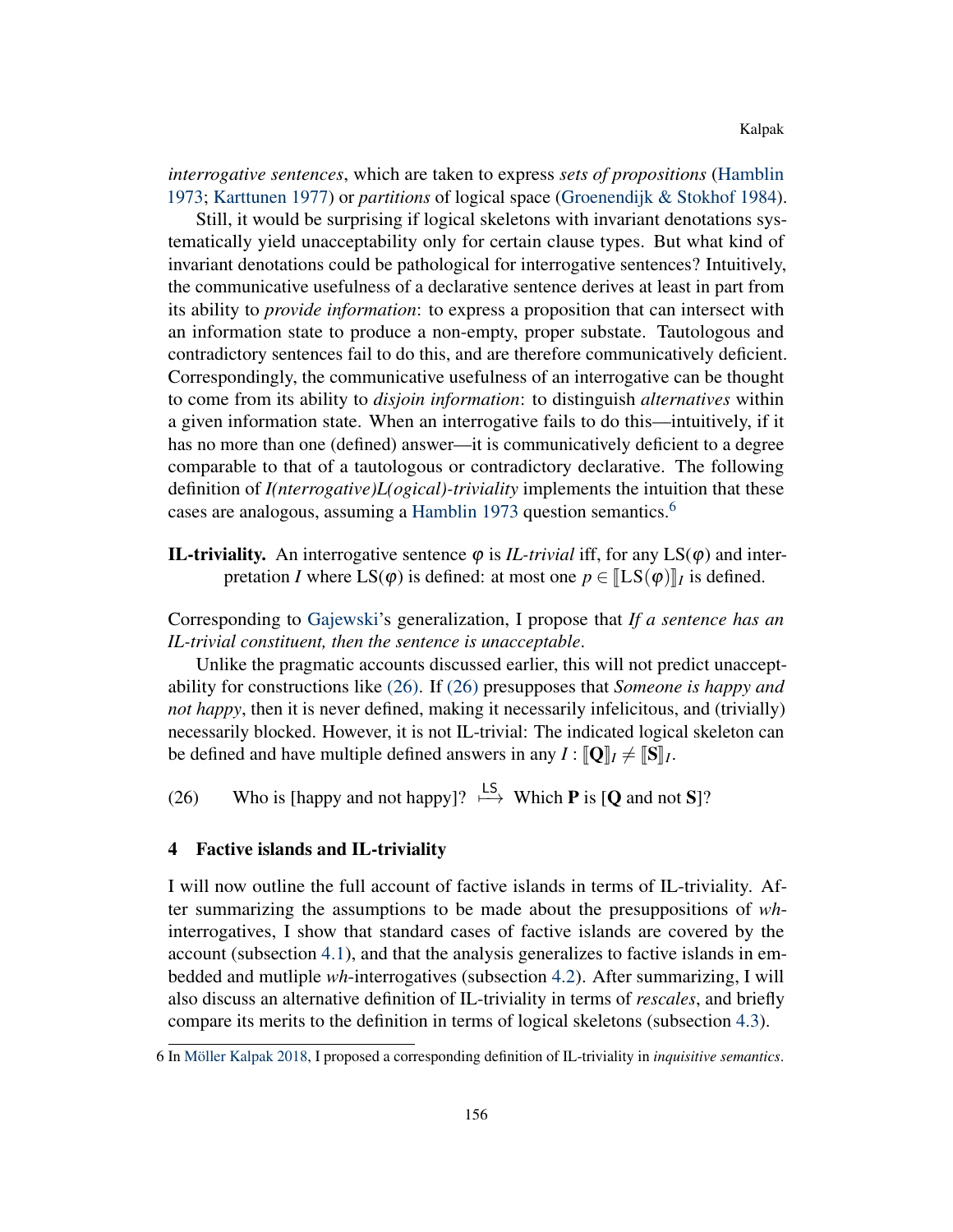*interrogative sentences*, which are taken to express *sets of propositions* (Hamblin 1973; Karttunen 1977) or *partitions* of logical space (Groenendijk & Stokhof 1984).

Still, it would be surprising if logical skeletons with invariant denotations systematically yield unacceptability only for certain clause types. But what kind of invariant denotations could be pathological for interrogative sentences? Intuitively, the communicative usefulness of a declarative sentence derives at least in part from its ability to *provide information*: to express a proposition that can intersect with an information state to produce a non-empty, proper substate. Tautologous and contradictory sentences fail to do this, and are therefore communicatively deficient. Correspondingly, the communicative usefulness of an interrogative can be thought to come from its ability to *disjoin information*: to distinguish *alternatives* within a given information state. When an interrogative fails to do this—intuitively, if it has no more than one (defined) answer—it is communicatively deficient to a degree comparable to that of a tautologous or contradictory declarative. The following definition of *I(nterrogative)L(ogical)-triviality* implements the intuition that these cases are analogous, assuming a Hamblin 1973 question semantics.[6]

**IL-triviality.** An interrogative sentence $\varphi$ is *IL-trivial* iff, for any $\mathrm{LS}(\varphi)$ and interpretation $I$ where $\mathrm{LS}(\varphi)$ is defined: at most one $p \in [\![\mathrm{LS}(\varphi)]\!]_I$ is defined.

Corresponding to Gajewski's generalization, I propose that *If a sentence has an IL-trivial constituent, then the sentence is unacceptable*.

Unlike the pragmatic accounts discussed earlier, this will not predict unacceptability for constructions like (26). If (26) presupposes that *Someone is happy and not happy*, then it is never defined, making it necessarily infelicitous, and (trivially) necessarily blocked. However, it is not IL-trivial: The indicated logical skeleton can be defined and have multiple defined answers in any $I$ : $[\![\mathbf{Q}]\!]_I \neq [\![\mathbf{S}]\!]_I$.

(26) Who is [happy and not happy]? $\overset{\mathsf{LS}}{\longmapsto}$ Which **P** is [**Q** and not **S**]?

## 4 Factive islands and IL-triviality

I will now outline the full account of factive islands in terms of IL-triviality. After summarizing the assumptions to be made about the presuppositions of *wh*-interrogatives, I show that standard cases of factive islands are covered by the account (subsection 4.1), and that the analysis generalizes to factive islands in embedded and mutliple *wh*-interrogatives (subsection 4.2). After summarizing, I will also discuss an alternative definition of IL-triviality in terms of *rescales*, and briefly compare its merits to the definition in terms of logical skeletons (subsection 4.3).

6 In Möller Kalpak 2018, I proposed a corresponding definition of IL-triviality in *inquisitive semantics*.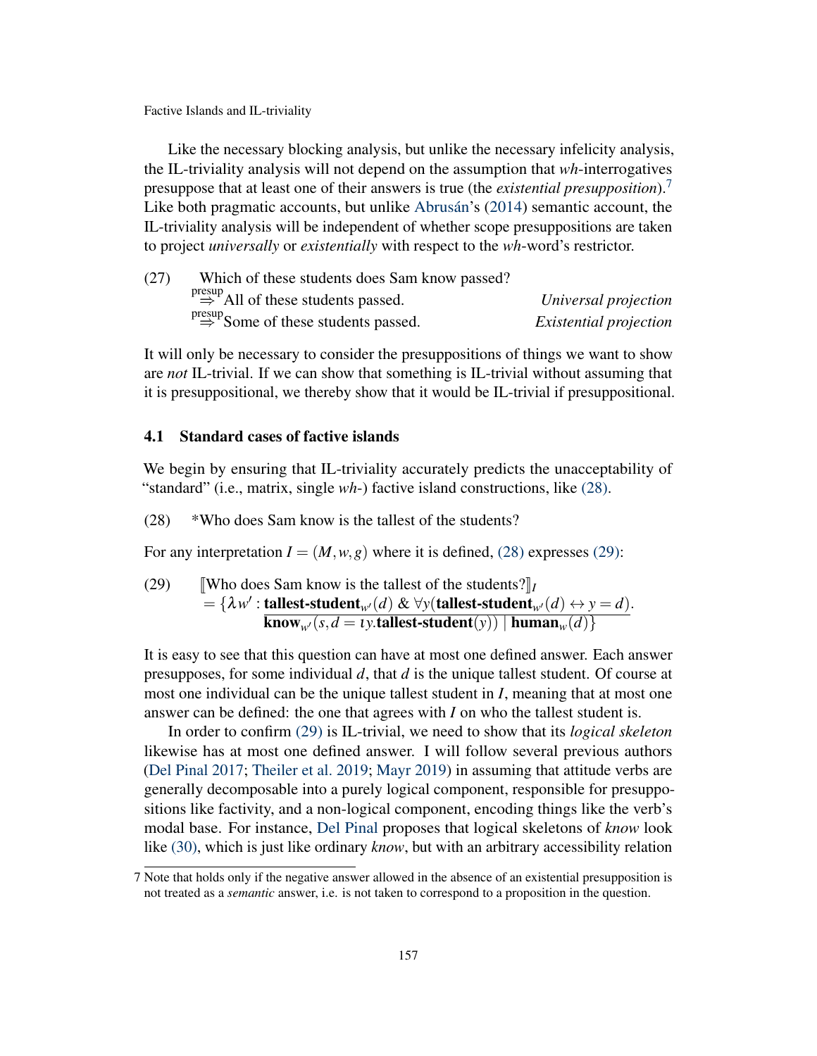Like the necessary blocking analysis, but unlike the necessary infelicity analysis, the IL-triviality analysis will not depend on the assumption that *wh*-interrogatives presuppose that at least one of their answers is true (the *existential presupposition*).[7] Like both pragmatic accounts, but unlike Abrusán's (2014) semantic account, the IL-triviality analysis will be independent of whether scope presuppositions are taken to project *universally* or *existentially* with respect to the *wh*-word's restrictor.

(27) Which of these students does Sam know passed?
$\overset{\text{presup}}{\Rightarrow}$ All of these students passed. *Universal projection*
$\overset{\text{presup}}{\Rightarrow}$ Some of these students passed. *Existential projection*

It will only be necessary to consider the presuppositions of things we want to show are *not* IL-trivial. If we can show that something is IL-trivial without assuming that it is presuppositional, we thereby show that it would be IL-trivial if presuppositional.

### 4.1 Standard cases of factive islands

We begin by ensuring that IL-triviality accurately predicts the unacceptability of "standard" (i.e., matrix, single *wh*-) factive island constructions, like (28).

(28) *Who does Sam know is the tallest of the students?

For any interpretation $I = (M, w, g)$ where it is defined, (28) expresses (29):

(29)
$$[\![\text{Who does Sam know is the tallest of the students?}]\!]_I = \{\lambda w' : \frac{\textbf{tallest-student}_{w'}(d) \ \& \ \forall y(\textbf{tallest-student}_{w'}(d) \leftrightarrow y = d).}{\textbf{know}_{w'}(s, d = \iota y.\textbf{tallest-student}(y))} \mid \textbf{human}_w(d)\}$$

It is easy to see that this question can have at most one defined answer. Each answer presupposes, for some individual $d$, that $d$ is the unique tallest student. Of course at most one individual can be the unique tallest student in $I$, meaning that at most one answer can be defined: the one that agrees with $I$ on who the tallest student is.

In order to confirm (29) is IL-trivial, we need to show that its *logical skeleton* likewise has at most one defined answer. I will follow several previous authors (Del Pinal 2017; Theiler et al. 2019; Mayr 2019) in assuming that attitude verbs are generally decomposable into a purely logical component, responsible for presuppositions like factivity, and a non-logical component, encoding things like the verb's modal base. For instance, Del Pinal proposes that logical skeletons of *know* look like (30), which is just like ordinary *know*, but with an arbitrary accessibility relation

[7] Note that holds only if the negative answer allowed in the absence of an existential presupposition is not treated as a *semantic* answer, i.e. is not taken to correspond to a proposition in the question.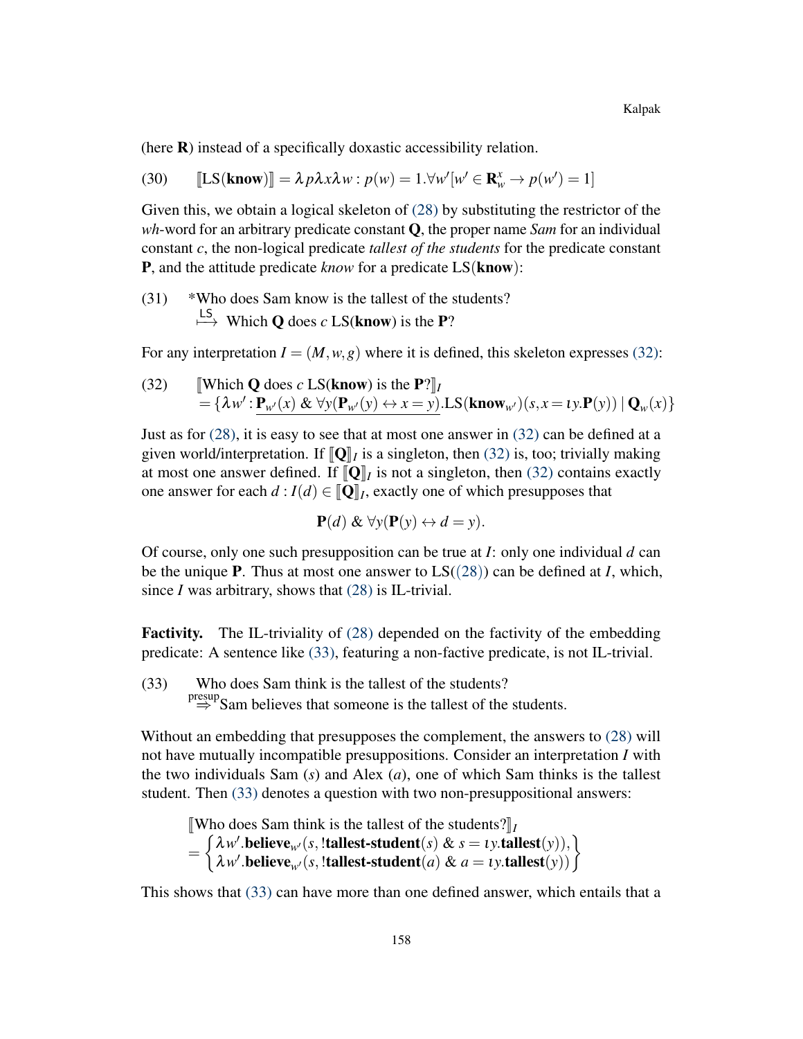(here $\mathbf{R}$) instead of a specifically doxastic accessibility relation.

(30) $$[\![\text{LS}(\mathbf{know})]\!] = \lambda p \lambda x \lambda w : p(w) = 1. \forall w'[w' \in \mathbf{R}^x_w \rightarrow p(w') = 1]$$

Given this, we obtain a logical skeleton of (28) by substituting the restrictor of the *wh*-word for an arbitrary predicate constant $\mathbf{Q}$, the proper name *Sam* for an individual constant $c$, the non-logical predicate *tallest of the students* for the predicate constant $\mathbf{P}$, and the attitude predicate *know* for a predicate LS($\mathbf{know}$):

(31) *Who does Sam know is the tallest of the students?
$\overset{\text{LS}}{\longmapsto}$ Which $\mathbf{Q}$ does $c$ LS($\mathbf{know}$) is the $\mathbf{P}$?

For any interpretation $I = (M, w, g)$ where it is defined, this skeleton expresses (32):

(32) $$[\![\text{Which } \mathbf{Q} \text{ does } c \text{ LS}(\mathbf{know}) \text{ is the } \mathbf{P}?]\!]_I$$
$$= \{\lambda w' : \underline{\mathbf{P}_{w'}(x) \;\&\; \forall y(\mathbf{P}_{w'}(y) \leftrightarrow x = y)}.\text{LS}(\mathbf{know}_{w'})(s, x = \iota y.\mathbf{P}(y)) \mid \mathbf{Q}_w(x)\}$$

Just as for (28), it is easy to see that at most one answer in (32) can be defined at a given world/interpretation. If $[\![\mathbf{Q}]\!]_I$ is a singleton, then (32) is, too; trivially making at most one answer defined. If $[\![\mathbf{Q}]\!]_I$ is not a singleton, then (32) contains exactly one answer for each $d : I(d) \in [\![\mathbf{Q}]\!]_I$, exactly one of which presupposes that

$$\mathbf{P}(d) \;\&\; \forall y(\mathbf{P}(y) \leftrightarrow d = y).$$

Of course, only one such presupposition can be true at $I$: only one individual $d$ can be the unique $\mathbf{P}$. Thus at most one answer to LS((28)) can be defined at $I$, which, since $I$ was arbitrary, shows that (28) is IL-trivial.

**Factivity.** The IL-triviality of (28) depended on the factivity of the embedding predicate: A sentence like (33), featuring a non-factive predicate, is not IL-trivial.

(33) Who does Sam think is the tallest of the students?
$\overset{\text{presup}}{\Rightarrow}$ Sam believes that someone is the tallest of the students.

Without an embedding that presupposes the complement, the answers to (28) will not have mutually incompatible presuppositions. Consider an interpretation $I$ with the two individuals Sam ($s$) and Alex ($a$), one of which Sam thinks is the tallest student. Then (33) denotes a question with two non-presuppositional answers:

$$[\![\text{Who does Sam think is the tallest of the students?}]\!]_I$$
$$= \left\{ \begin{array}{l} \lambda w'.\mathbf{believe}_{w'}(s, !\mathbf{tallest\text{-}student}(s) \;\&\; s = \iota y.\mathbf{tallest}(y)), \\ \lambda w'.\mathbf{believe}_{w'}(s, !\mathbf{tallest\text{-}student}(a) \;\&\; a = \iota y.\mathbf{tallest}(y)) \end{array} \right\}$$

This shows that (33) can have more than one defined answer, which entails that a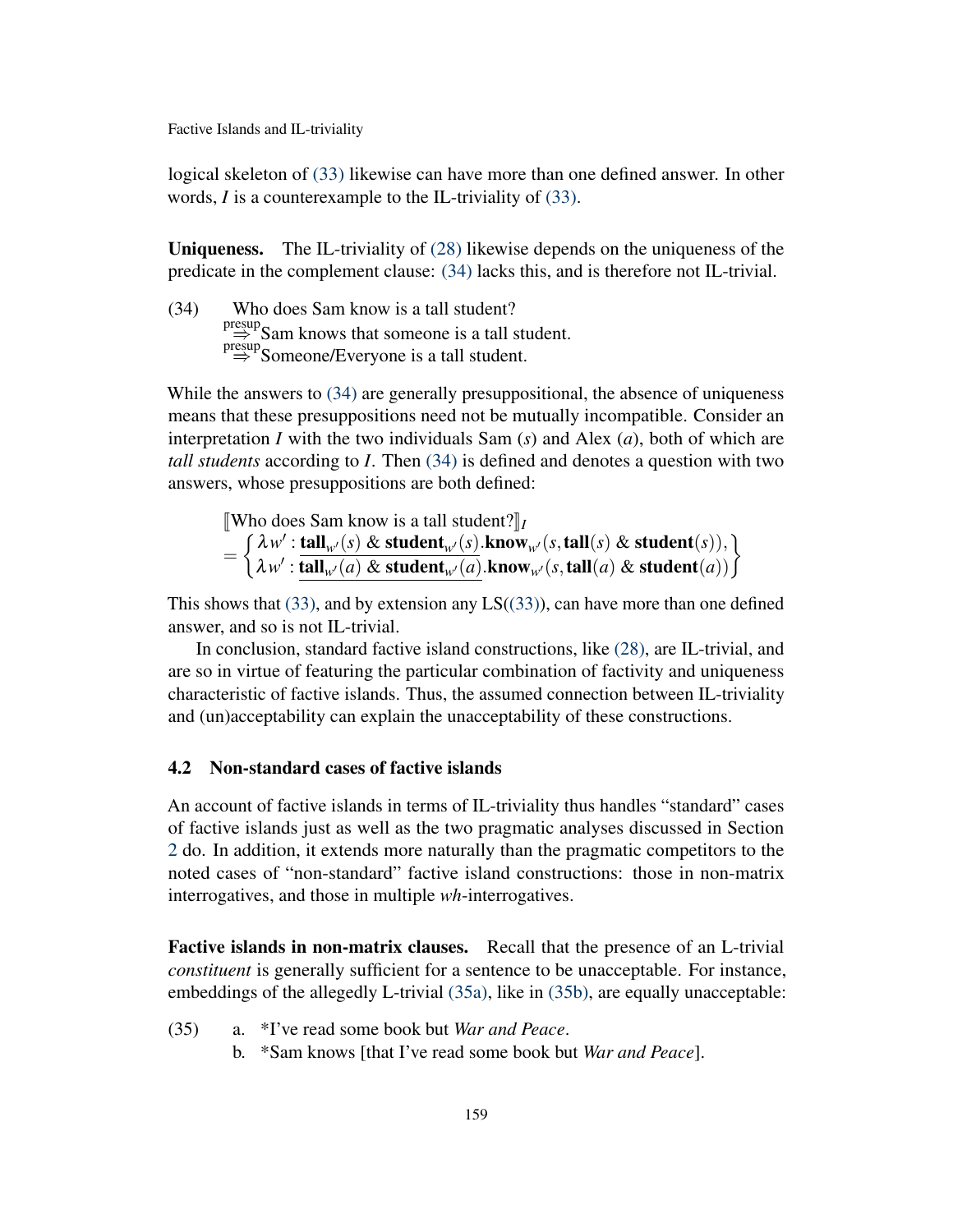logical skeleton of (33) likewise can have more than one defined answer. In other words, *I* is a counterexample to the IL-triviality of (33).

**Uniqueness.** The IL-triviality of (28) likewise depends on the uniqueness of the predicate in the complement clause: (34) lacks this, and is therefore not IL-trivial.

(34) Who does Sam know is a tall student?
$\overset{\text{presup}}{\Rightarrow}$ Sam knows that someone is a tall student.
$\overset{\text{presup}}{\Rightarrow}$ Someone/Everyone is a tall student.

While the answers to (34) are generally presuppositional, the absence of uniqueness means that these presuppositions need not be mutually incompatible. Consider an interpretation *I* with the two individuals Sam (*s*) and Alex (*a*), both of which are *tall students* according to *I*. Then (34) is defined and denotes a question with two answers, whose presuppositions are both defined:

$$[\![\text{Who does Sam know is a tall student?}]\!]_I = \left\{ \begin{array}{l} \lambda w' : \underline{\mathbf{tall}_{w'}(s) \ \& \ \mathbf{student}_{w'}(s)}.\mathbf{know}_{w'}(s, \mathbf{tall}(s) \ \& \ \mathbf{student}(s)), \\ \lambda w' : \underline{\mathbf{tall}_{w'}(a) \ \& \ \mathbf{student}_{w'}(a)}.\mathbf{know}_{w'}(s, \mathbf{tall}(a) \ \& \ \mathbf{student}(a)) \end{array} \right\}$$

This shows that (33), and by extension any LS((33)), can have more than one defined answer, and so is not IL-trivial.

In conclusion, standard factive island constructions, like (28), are IL-trivial, and are so in virtue of featuring the particular combination of factivity and uniqueness characteristic of factive islands. Thus, the assumed connection between IL-triviality and (un)acceptability can explain the unacceptability of these constructions.

### 4.2 Non-standard cases of factive islands

An account of factive islands in terms of IL-triviality thus handles "standard" cases of factive islands just as well as the two pragmatic analyses discussed in Section 2 do. In addition, it extends more naturally than the pragmatic competitors to the noted cases of "non-standard" factive island constructions: those in non-matrix interrogatives, and those in multiple *wh*-interrogatives.

**Factive islands in non-matrix clauses.** Recall that the presence of an L-trivial *constituent* is generally sufficient for a sentence to be unacceptable. For instance, embeddings of the allegedly L-trivial (35a), like in (35b), are equally unacceptable:

(35) a. *I've read some book but *War and Peace*.
b. *Sam knows [that I've read some book but *War and Peace*].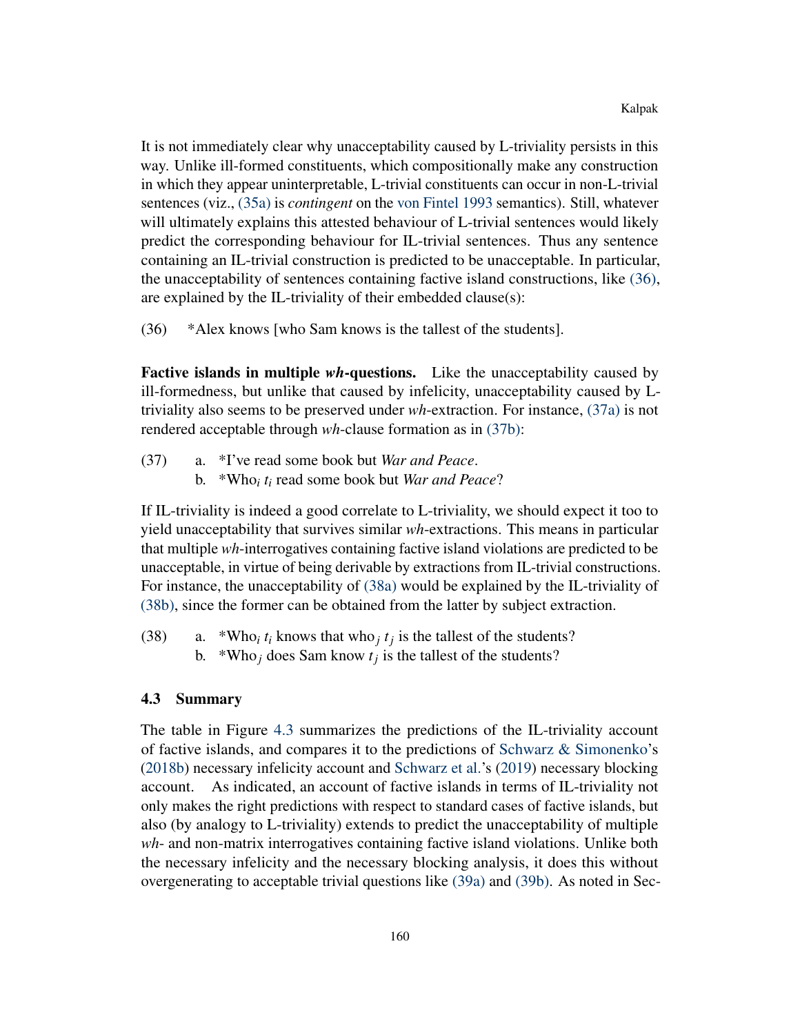It is not immediately clear why unacceptability caused by L-triviality persists in this way. Unlike ill-formed constituents, which compositionally make any construction in which they appear uninterpretable, L-trivial constituents can occur in non-L-trivial sentences (viz., (35a) is *contingent* on the von Fintel 1993 semantics). Still, whatever will ultimately explains this attested behaviour of L-trivial sentences would likely predict the corresponding behaviour for IL-trivial sentences. Thus any sentence containing an IL-trivial construction is predicted to be unacceptable. In particular, the unacceptability of sentences containing factive island constructions, like (36), are explained by the IL-triviality of their embedded clause(s):

(36) *Alex knows [who Sam knows is the tallest of the students].

**Factive islands in multiple *wh*-questions.** Like the unacceptability caused by ill-formedness, but unlike that caused by infelicity, unacceptability caused by L-triviality also seems to be preserved under *wh*-extraction. For instance, (37a) is not rendered acceptable through *wh*-clause formation as in (37b):

(37) a. *I've read some book but *War and Peace*.
b. *Who$_i$ $t_i$ read some book but *War and Peace*?

If IL-triviality is indeed a good correlate to L-triviality, we should expect it too to yield unacceptability that survives similar *wh*-extractions. This means in particular that multiple *wh*-interrogatives containing factive island violations are predicted to be unacceptable, in virtue of being derivable by extractions from IL-trivial constructions. For instance, the unacceptability of (38a) would be explained by the IL-triviality of (38b), since the former can be obtained from the latter by subject extraction.

(38) a. *Who$_i$ $t_i$ knows that who$_j$ $t_j$ is the tallest of the students?
b. *Who$_j$ does Sam know $t_j$ is the tallest of the students?

### 4.3 Summary

The table in Figure 4.3 summarizes the predictions of the IL-triviality account of factive islands, and compares it to the predictions of Schwarz & Simonenko's (2018b) necessary infelicity account and Schwarz et al.'s (2019) necessary blocking account. As indicated, an account of factive islands in terms of IL-triviality not only makes the right predictions with respect to standard cases of factive islands, but also (by analogy to L-triviality) extends to predict the unacceptability of multiple *wh*- and non-matrix interrogatives containing factive island violations. Unlike both the necessary infelicity and the necessary blocking analysis, it does this without overgenerating to acceptable trivial questions like (39a) and (39b). As noted in Sec-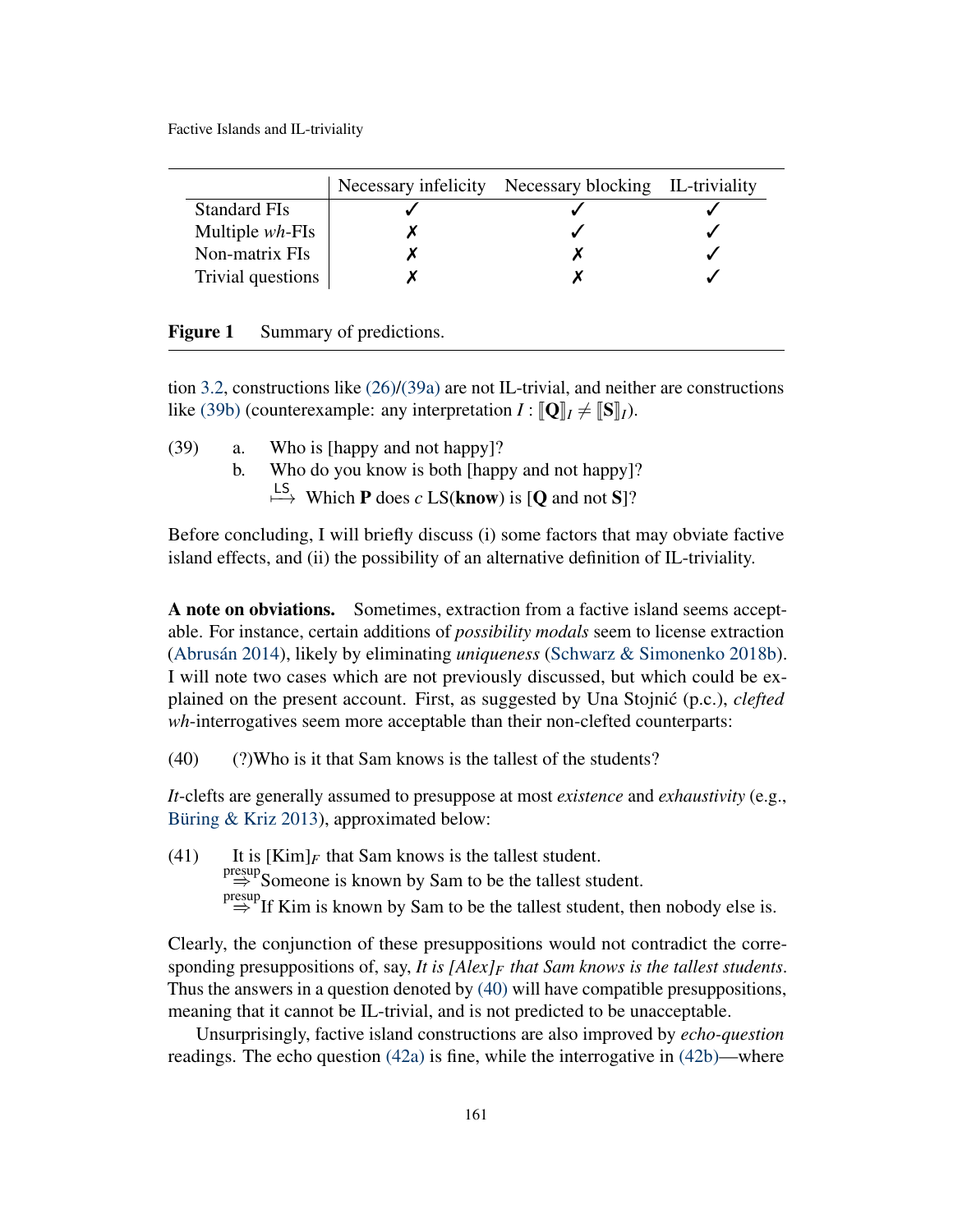|  | Necessary infelicity | Necessary blocking | IL-triviality |
|---|---|---|---|
| Standard FIs | ✓ | ✓ | ✓ |
| Multiple *wh*-FIs | ✗ | ✓ | ✓ |
| Non-matrix FIs | ✗ | ✗ | ✓ |
| Trivial questions | ✗ | ✗ | ✓ |

**Figure 1** Summary of predictions.

tion 3.2, constructions like (26)/(39a) are not IL-trivial, and neither are constructions like (39b) (counterexample: any interpretation $I$ : $[\![\mathbf{Q}]\!]_I \neq [\![\mathbf{S}]\!]_I$).

(39) a. Who is [happy and not happy]?

b. Who do you know is both [happy and not happy]?

$\overset{\mathsf{LS}}{\longmapsto}$ Which **P** does $c$ LS(**know**) is [**Q** and not **S**]?

Before concluding, I will briefly discuss (i) some factors that may obviate factive island effects, and (ii) the possibility of an alternative definition of IL-triviality.

**A note on obviations.** Sometimes, extraction from a factive island seems acceptable. For instance, certain additions of *possibility modals* seem to license extraction (Abrusán 2014), likely by eliminating *uniqueness* (Schwarz & Simonenko 2018b). I will note two cases which are not previously discussed, but which could be explained on the present account. First, as suggested by Una Stojnić (p.c.), *clefted wh*-interrogatives seem more acceptable than their non-clefted counterparts:

(40) (?)Who is it that Sam knows is the tallest of the students?

*It*-clefts are generally assumed to presuppose at most *existence* and *exhaustivity* (e.g., Büring & Kriz 2013), approximated below:

(41) It is $[\text{Kim}]_F$ that Sam knows is the tallest student.

$\overset{\text{presup}}{\Rightarrow}$ Someone is known by Sam to be the tallest student.

$\overset{\text{presup}}{\Rightarrow}$ If Kim is known by Sam to be the tallest student, then nobody else is.

Clearly, the conjunction of these presuppositions would not contradict the corresponding presuppositions of, say, *It is $[\text{Alex}]_F$ that Sam knows is the tallest students*. Thus the answers in a question denoted by (40) will have compatible presuppositions, meaning that it cannot be IL-trivial, and is not predicted to be unacceptable.

Unsurprisingly, factive island constructions are also improved by *echo-question* readings. The echo question (42a) is fine, while the interrogative in (42b)—where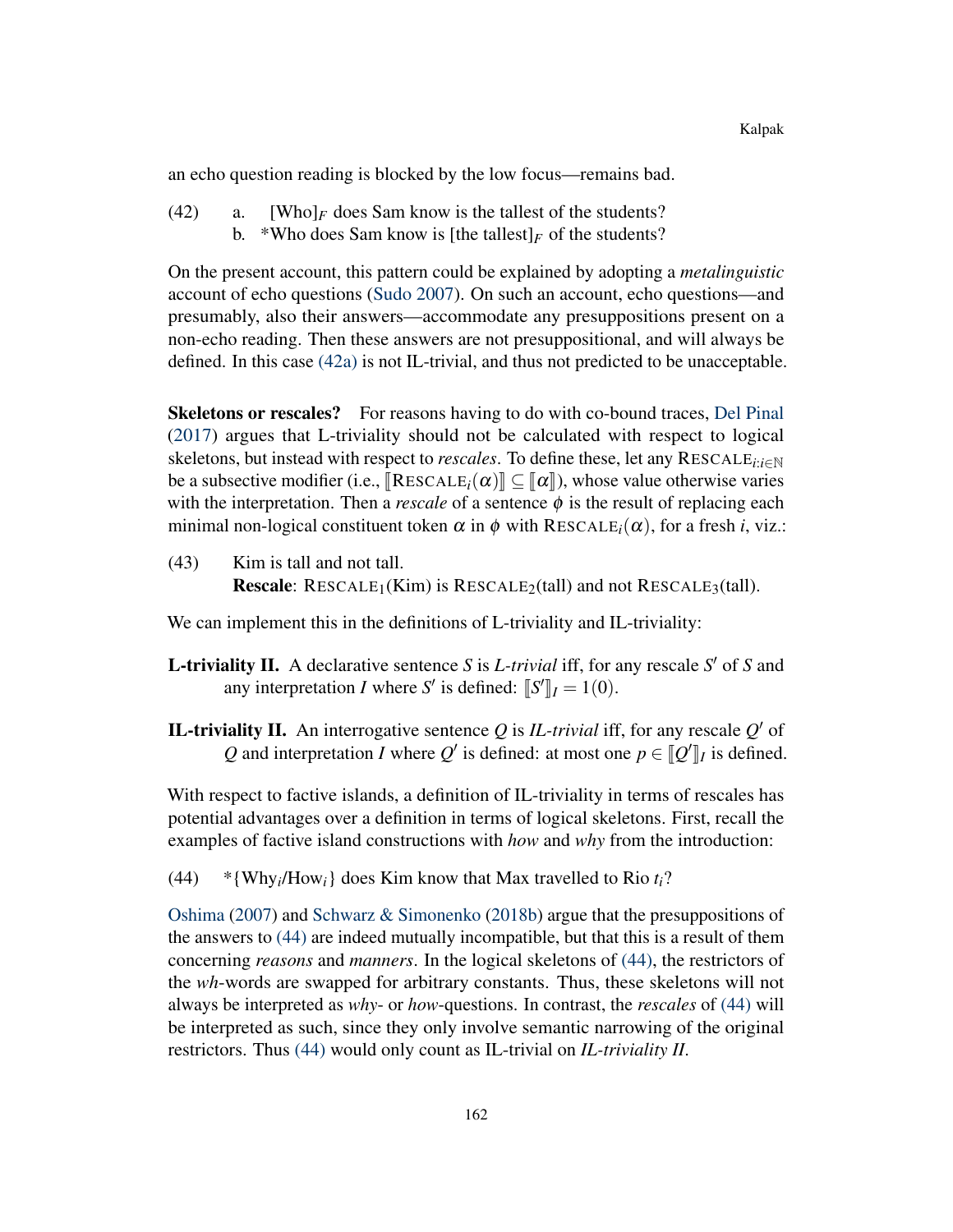an echo question reading is blocked by the low focus—remains bad.

(42) a. [Who]$_F$ does Sam know is the tallest of the students?
b. *Who does Sam know is [the tallest]$_F$ of the students?

On the present account, this pattern could be explained by adopting a *metalinguistic* account of echo questions (Sudo 2007). On such an account, echo questions—and presumably, also their answers—accommodate any presuppositions present on a non-echo reading. Then these answers are not presuppositional, and will always be defined. In this case (42a) is not IL-trivial, and thus not predicted to be unacceptable.

**Skeletons or rescales?** For reasons having to do with co-bound traces, Del Pinal (2017) argues that L-triviality should not be calculated with respect to logical skeletons, but instead with respect to *rescales*. To define these, let any $\text{RESCALE}_{i:i\in\mathbb{N}}$ be a subsective modifier (i.e., $[\![\text{RESCALE}_i(\alpha)]\!] \subseteq [\![\alpha]\!]$), whose value otherwise varies with the interpretation. Then a *rescale* of a sentence $\phi$ is the result of replacing each minimal non-logical constituent token $\alpha$ in $\phi$ with $\text{RESCALE}_i(\alpha)$, for a fresh $i$, viz.:

(43) Kim is tall and not tall.
**Rescale**: $\text{RESCALE}_1$(Kim) is $\text{RESCALE}_2$(tall) and not $\text{RESCALE}_3$(tall).

We can implement this in the definitions of L-triviality and IL-triviality:

**L-triviality II.** A declarative sentence $S$ is *L-trivial* iff, for any rescale $S'$ of $S$ and any interpretation $I$ where $S'$ is defined: $[\![S']\!]_I = 1(0)$.

**IL-triviality II.** An interrogative sentence $Q$ is *IL-trivial* iff, for any rescale $Q'$ of $Q$ and interpretation $I$ where $Q'$ is defined: at most one $p \in [\![Q']\!]_I$ is defined.

With respect to factive islands, a definition of IL-triviality in terms of rescales has potential advantages over a definition in terms of logical skeletons. First, recall the examples of factive island constructions with *how* and *why* from the introduction:

(44) *{Why$_i$/How$_i$} does Kim know that Max travelled to Rio $t_i$?

Oshima (2007) and Schwarz & Simonenko (2018b) argue that the presuppositions of the answers to (44) are indeed mutually incompatible, but that this is a result of them concerning *reasons* and *manners*. In the logical skeletons of (44), the restrictors of the *wh*-words are swapped for arbitrary constants. Thus, these skeletons will not always be interpreted as *why*- or *how*-questions. In contrast, the *rescales* of (44) will be interpreted as such, since they only involve semantic narrowing of the original restrictors. Thus (44) would only count as IL-trivial on *IL-triviality II*.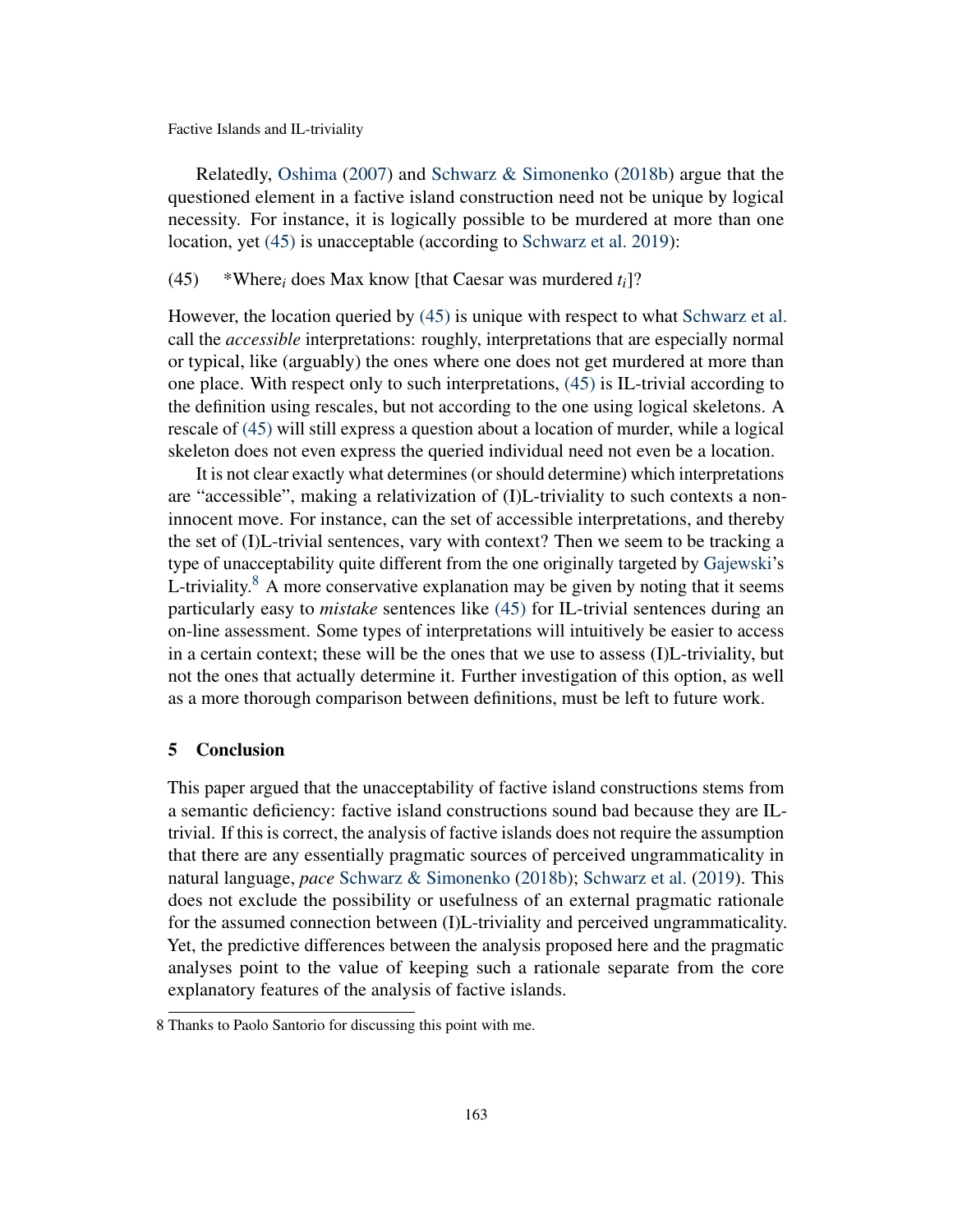Relatedly, Oshima (2007) and Schwarz & Simonenko (2018b) argue that the questioned element in a factive island construction need not be unique by logical necessity. For instance, it is logically possible to be murdered at more than one location, yet (45) is unacceptable (according to Schwarz et al. 2019):

(45) *Where$_i$ does Max know [that Caesar was murdered $t_i$]?

However, the location queried by (45) is unique with respect to what Schwarz et al. call the *accessible* interpretations: roughly, interpretations that are especially normal or typical, like (arguably) the ones where one does not get murdered at more than one place. With respect only to such interpretations, (45) is IL-trivial according to the definition using rescales, but not according to the one using logical skeletons. A rescale of (45) will still express a question about a location of murder, while a logical skeleton does not even express the queried individual need not even be a location.

It is not clear exactly what determines (or should determine) which interpretations are "accessible", making a relativization of (I)L-triviality to such contexts a non-innocent move. For instance, can the set of accessible interpretations, and thereby the set of (I)L-trivial sentences, vary with context? Then we seem to be tracking a type of unacceptability quite different from the one originally targeted by Gajewski's L-triviality.[8] A more conservative explanation may be given by noting that it seems particularly easy to *mistake* sentences like (45) for IL-trivial sentences during an on-line assessment. Some types of interpretations will intuitively be easier to access in a certain context; these will be the ones that we use to assess (I)L-triviality, but not the ones that actually determine it. Further investigation of this option, as well as a more thorough comparison between definitions, must be left to future work.

## 5 Conclusion

This paper argued that the unacceptability of factive island constructions stems from a semantic deficiency: factive island constructions sound bad because they are IL-trivial. If this is correct, the analysis of factive islands does not require the assumption that there are any essentially pragmatic sources of perceived ungrammaticality in natural language, *pace* Schwarz & Simonenko (2018b); Schwarz et al. (2019). This does not exclude the possibility or usefulness of an external pragmatic rationale for the assumed connection between (I)L-triviality and perceived ungrammaticality. Yet, the predictive differences between the analysis proposed here and the pragmatic analyses point to the value of keeping such a rationale separate from the core explanatory features of the analysis of factive islands.

8 Thanks to Paolo Santorio for discussing this point with me.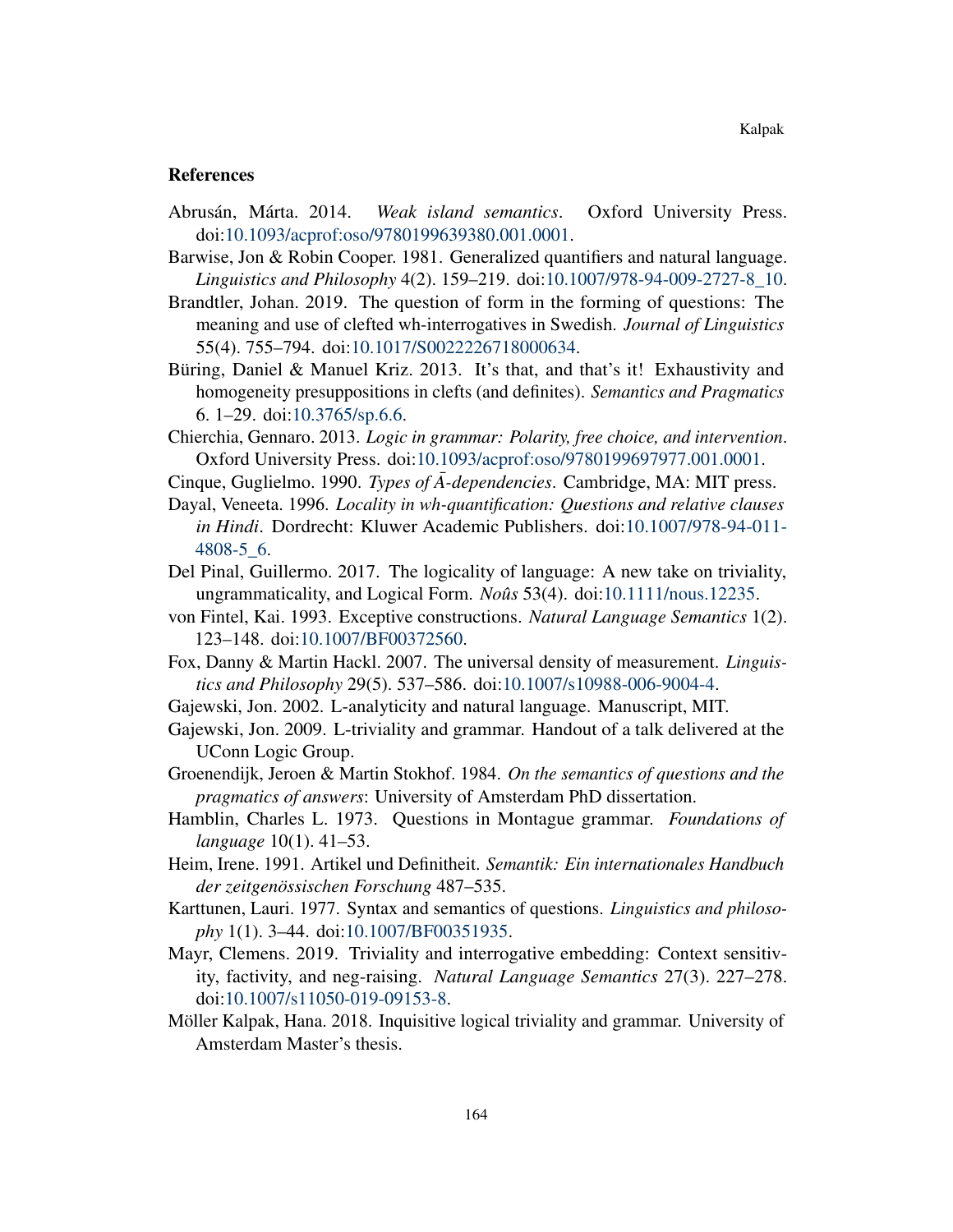## References

Abrusán, Márta. 2014. *Weak island semantics*. Oxford University Press. doi:10.1093/acprof:oso/9780199639380.001.0001.

Barwise, Jon & Robin Cooper. 1981. Generalized quantifiers and natural language. *Linguistics and Philosophy* 4(2). 159–219. doi:10.1007/978-94-009-2727-8_10.

Brandtler, Johan. 2019. The question of form in the forming of questions: The meaning and use of clefted wh-interrogatives in Swedish. *Journal of Linguistics* 55(4). 755–794. doi:10.1017/S0022226718000634.

Büring, Daniel & Manuel Kriz. 2013. It's that, and that's it! Exhaustivity and homogeneity presuppositions in clefts (and definites). *Semantics and Pragmatics* 6. 1–29. doi:10.3765/sp.6.6.

Chierchia, Gennaro. 2013. *Logic in grammar: Polarity, free choice, and intervention*. Oxford University Press. doi:10.1093/acprof:oso/9780199697977.001.0001.

Cinque, Guglielmo. 1990. *Types of Ā-dependencies*. Cambridge, MA: MIT press.

Dayal, Veneeta. 1996. *Locality in wh-quantification: Questions and relative clauses in Hindi*. Dordrecht: Kluwer Academic Publishers. doi:10.1007/978-94-011-4808-5_6.

Del Pinal, Guillermo. 2017. The logicality of language: A new take on triviality, ungrammaticality, and Logical Form. *Noûs* 53(4). doi:10.1111/nous.12235.

von Fintel, Kai. 1993. Exceptive constructions. *Natural Language Semantics* 1(2). 123–148. doi:10.1007/BF00372560.

Fox, Danny & Martin Hackl. 2007. The universal density of measurement. *Linguistics and Philosophy* 29(5). 537–586. doi:10.1007/s10988-006-9004-4.

Gajewski, Jon. 2002. L-analyticity and natural language. Manuscript, MIT.

Gajewski, Jon. 2009. L-triviality and grammar. Handout of a talk delivered at the UConn Logic Group.

Groenendijk, Jeroen & Martin Stokhof. 1984. *On the semantics of questions and the pragmatics of answers*: University of Amsterdam PhD dissertation.

Hamblin, Charles L. 1973. Questions in Montague grammar. *Foundations of language* 10(1). 41–53.

Heim, Irene. 1991. Artikel und Definitheit. *Semantik: Ein internationales Handbuch der zeitgenössischen Forschung* 487–535.

Karttunen, Lauri. 1977. Syntax and semantics of questions. *Linguistics and philosophy* 1(1). 3–44. doi:10.1007/BF00351935.

Mayr, Clemens. 2019. Triviality and interrogative embedding: Context sensitivity, factivity, and neg-raising. *Natural Language Semantics* 27(3). 227–278. doi:10.1007/s11050-019-09153-8.

Möller Kalpak, Hana. 2018. Inquisitive logical triviality and grammar. University of Amsterdam Master's thesis.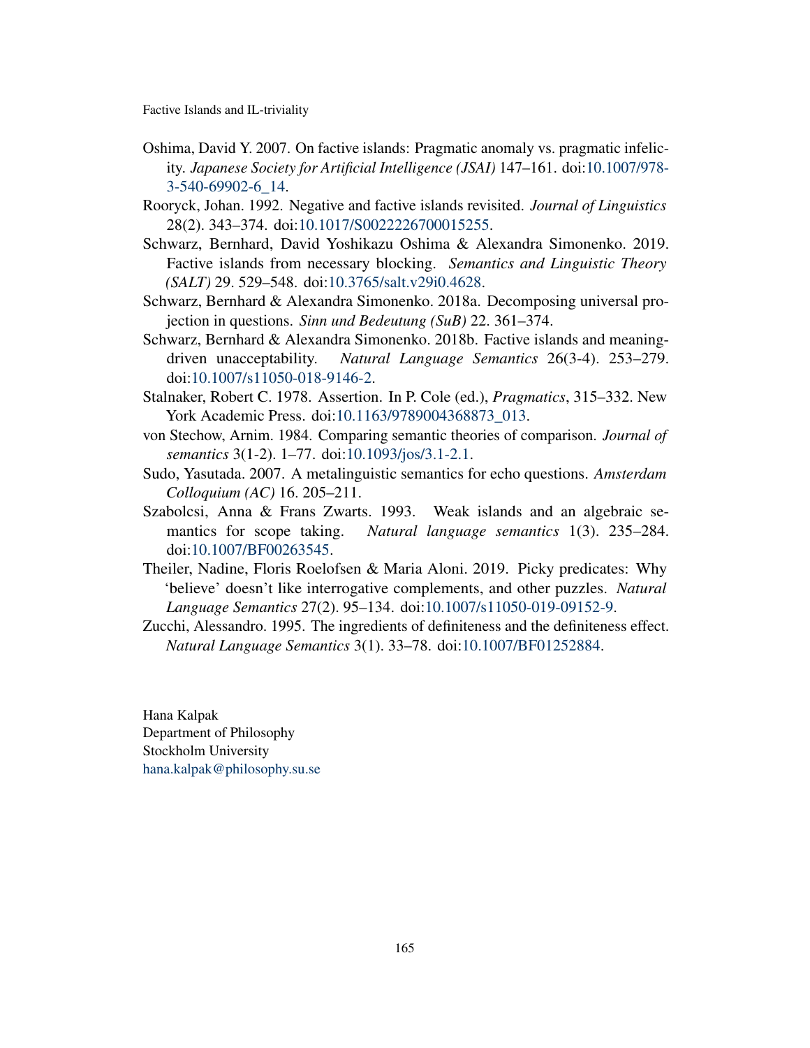Oshima, David Y. 2007. On factive islands: Pragmatic anomaly vs. pragmatic infelicity. *Japanese Society for Artificial Intelligence (JSAI)* 147–161. doi:10.1007/978-3-540-69902-6_14.

Rooryck, Johan. 1992. Negative and factive islands revisited. *Journal of Linguistics* 28(2). 343–374. doi:10.1017/S0022226700015255.

Schwarz, Bernhard, David Yoshikazu Oshima & Alexandra Simonenko. 2019. Factive islands from necessary blocking. *Semantics and Linguistic Theory (SALT)* 29. 529–548. doi:10.3765/salt.v29i0.4628.

Schwarz, Bernhard & Alexandra Simonenko. 2018a. Decomposing universal projection in questions. *Sinn und Bedeutung (SuB)* 22. 361–374.

Schwarz, Bernhard & Alexandra Simonenko. 2018b. Factive islands and meaning-driven unacceptability. *Natural Language Semantics* 26(3-4). 253–279. doi:10.1007/s11050-018-9146-2.

Stalnaker, Robert C. 1978. Assertion. In P. Cole (ed.), *Pragmatics*, 315–332. New York Academic Press. doi:10.1163/9789004368873_013.

von Stechow, Arnim. 1984. Comparing semantic theories of comparison. *Journal of semantics* 3(1-2). 1–77. doi:10.1093/jos/3.1-2.1.

Sudo, Yasutada. 2007. A metalinguistic semantics for echo questions. *Amsterdam Colloquium (AC)* 16. 205–211.

Szabolcsi, Anna & Frans Zwarts. 1993. Weak islands and an algebraic semantics for scope taking. *Natural language semantics* 1(3). 235–284. doi:10.1007/BF00263545.

Theiler, Nadine, Floris Roelofsen & Maria Aloni. 2019. Picky predicates: Why 'believe' doesn't like interrogative complements, and other puzzles. *Natural Language Semantics* 27(2). 95–134. doi:10.1007/s11050-019-09152-9.

Zucchi, Alessandro. 1995. The ingredients of definiteness and the definiteness effect. *Natural Language Semantics* 3(1). 33–78. doi:10.1007/BF01252884.

Hana Kalpak
Department of Philosophy
Stockholm University
hana.kalpak@philosophy.su.se